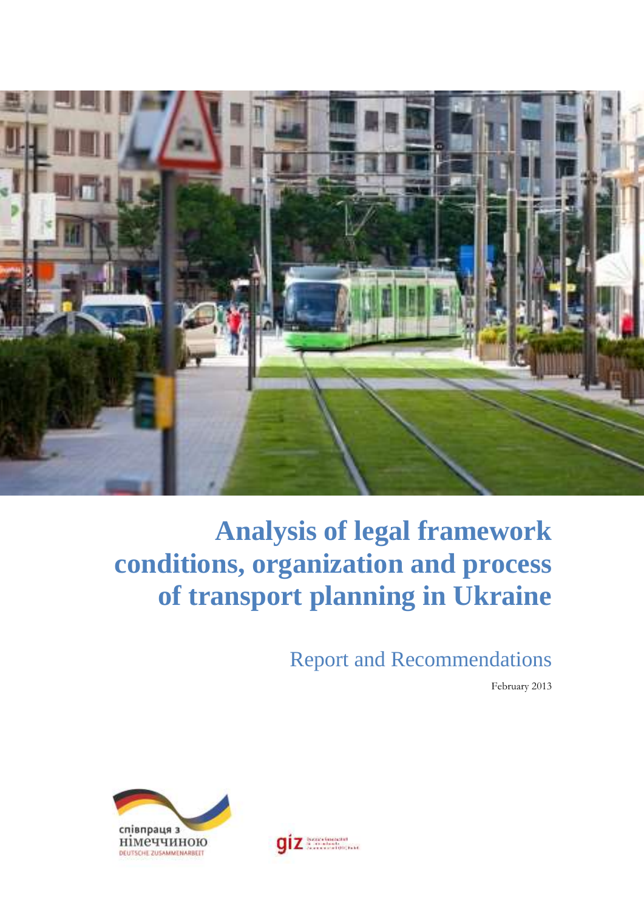# Analysis of legal framework conditions, organization and process of transport planning in Ukraine

Report and Recommendations

February 2013

співпраця з німеччиною

DEUTSCHE ZUSAMMENARBEIT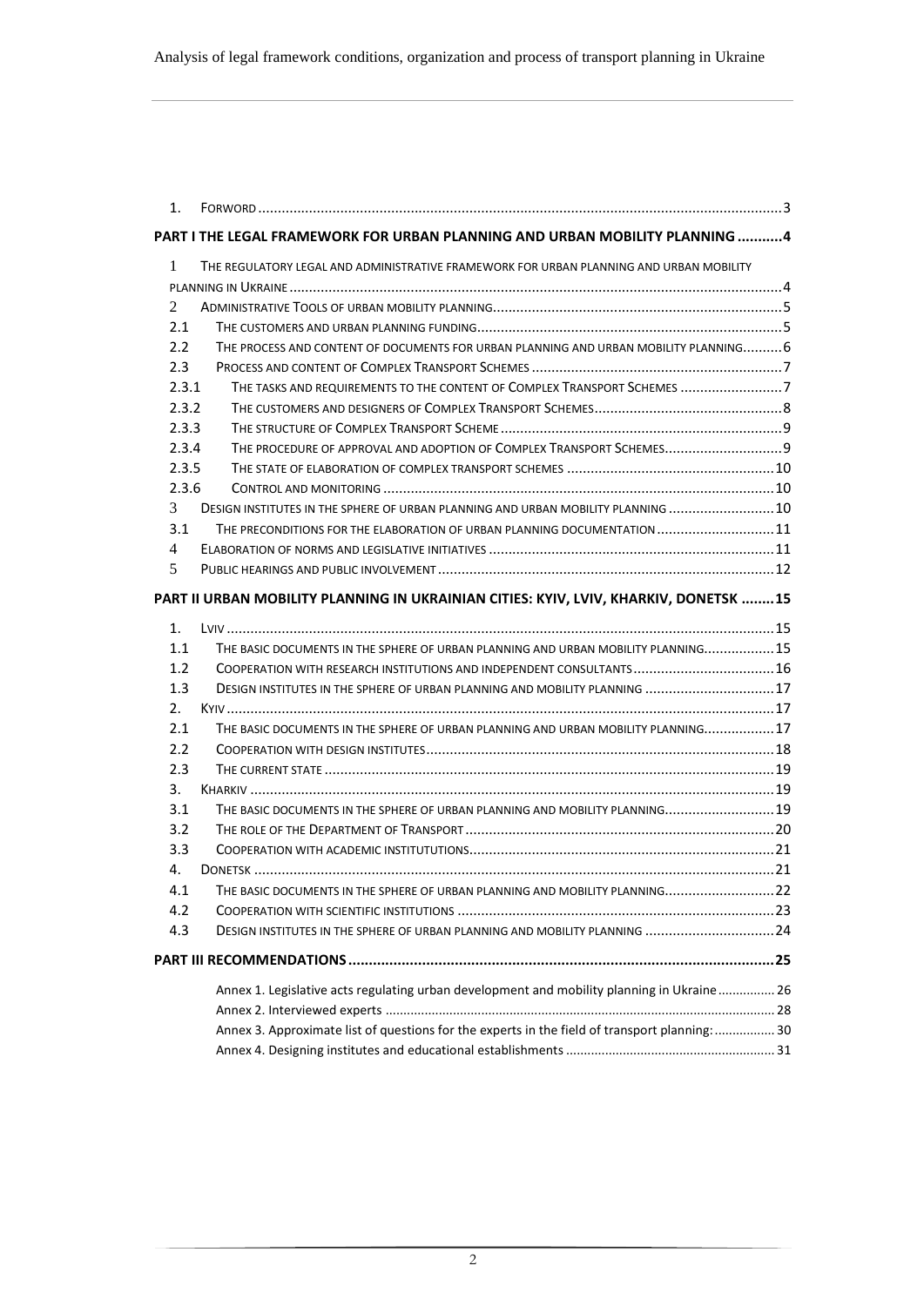1. FORWORD ....................................................................................................................................3

**PART I THE LEGAL FRAMEWORK FOR URBAN PLANNING AND URBAN MOBILITY PLANNING ...........4**

1 THE REGULATORY LEGAL AND ADMINISTRATIVE FRAMEWORK FOR URBAN PLANNING AND URBAN MOBILITY PLANNING IN UKRAINE ....................................................................................................................................4

2 ADMINISTRATIVE TOOLS OF URBAN MOBILITY PLANNING .........................................................................5

2.1 THE CUSTOMERS AND URBAN PLANNING FUNDING .............................................................................5

2.2 THE PROCESS AND CONTENT OF DOCUMENTS FOR URBAN PLANNING AND URBAN MOBILITY PLANNING..........6

2.3 PROCESS AND CONTENT OF COMPLEX TRANSPORT SCHEMES ...............................................................7

2.3.1 THE TASKS AND REQUIREMENTS TO THE CONTENT OF COMPLEX TRANSPORT SCHEMES ..........................7

2.3.2 THE CUSTOMERS AND DESIGNERS OF COMPLEX TRANSPORT SCHEMES................................................8

2.3.3 THE STRUCTURE OF COMPLEX TRANSPORT SCHEME .......................................................................9

2.3.4 THE PROCEDURE OF APPROVAL AND ADOPTION OF COMPLEX TRANSPORT SCHEMES..............................9

2.3.5 THE STATE OF ELABORATION OF COMPLEX TRANSPORT SCHEMES .....................................................10

2.3.6 CONTROL AND MONITORING ...................................................................................................10

3 DESIGN INSTITUTES IN THE SPHERE OF URBAN PLANNING AND URBAN MOBILITY PLANNING ...........................10

3.1 THE PRECONDITIONS FOR THE ELABORATION OF URBAN PLANNING DOCUMENTATION ..............................11

4 ELABORATION OF NORMS AND LEGISLATIVE INITIATIVES ........................................................................11

5 PUBLIC HEARINGS AND PUBLIC INVOLVEMENT ......................................................................................12

**PART II URBAN MOBILITY PLANNING IN UKRAINIAN CITIES: KYIV, LVIV, KHARKIV, DONETSK ........15**

1. LVIV ...........................................................................................................................................15

1.1 THE BASIC DOCUMENTS IN THE SPHERE OF URBAN PLANNING AND URBAN MOBILITY PLANNING..................15

1.2 COOPERATION WITH RESEARCH INSTITUTIONS AND INDEPENDENT CONSULTANTS ....................................16

1.3 DESIGN INSTITUTES IN THE SPHERE OF URBAN PLANNING AND MOBILITY PLANNING .................................17

2. KYIV ...........................................................................................................................................17

2.1 THE BASIC DOCUMENTS IN THE SPHERE OF URBAN PLANNING AND URBAN MOBILITY PLANNING..................17

2.2 COOPERATION WITH DESIGN INSTITUTES .........................................................................................18

2.3 THE CURRENT STATE ..................................................................................................................19

3. KHARKIV .....................................................................................................................................19

3.1 THE BASIC DOCUMENTS IN THE SPHERE OF URBAN PLANNING AND MOBILITY PLANNING............................19

3.2 THE ROLE OF THE DEPARTMENT OF TRANSPORT ...............................................................................20

3.3 COOPERATION WITH ACADEMIC INSTITUTUTIONS..............................................................................21

4. DONETSK ....................................................................................................................................21

4.1 THE BASIC DOCUMENTS IN THE SPHERE OF URBAN PLANNING AND MOBILITY PLANNING............................22

4.2 COOPERATION WITH SCIENTIFIC INSTITUTIONS .................................................................................23

4.3 DESIGN INSTITUTES IN THE SPHERE OF URBAN PLANNING AND MOBILITY PLANNING .................................24

**PART III RECOMMENDATIONS .......................................................................................................25**

Annex 1. Legislative acts regulating urban development and mobility planning in Ukraine ................ 26

Annex 2. Interviewed experts ............................................................................................................ 28

Annex 3. Approximate list of questions for the experts in the field of transport planning: ................. 30

Annex 4. Designing institutes and educational establishments .......................................................... 31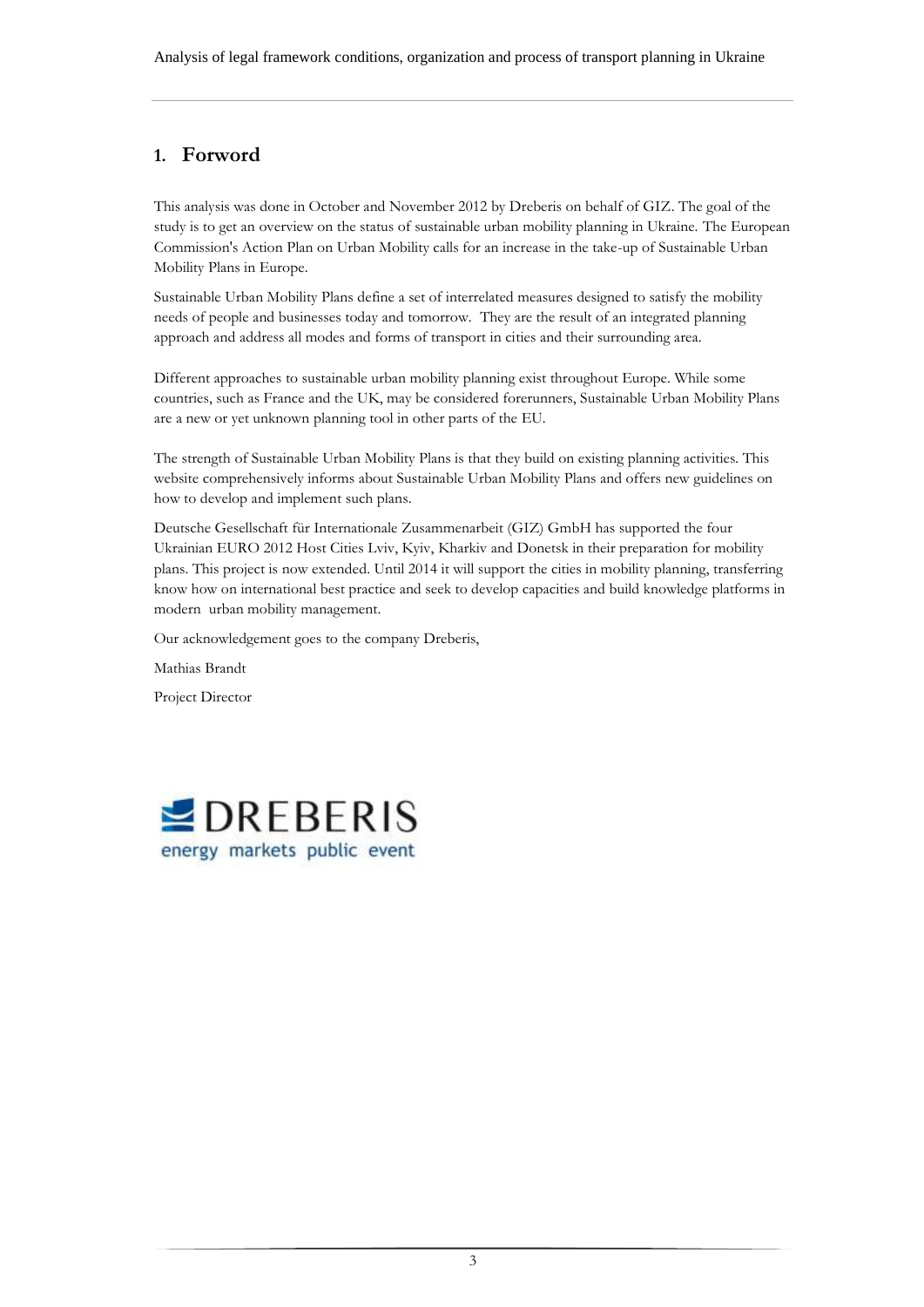## 1. Forword

This analysis was done in October and November 2012 by Dreberis on behalf of GIZ. The goal of the study is to get an overview on the status of sustainable urban mobility planning in Ukraine. The European Commission's Action Plan on Urban Mobility calls for an increase in the take-up of Sustainable Urban Mobility Plans in Europe.

Sustainable Urban Mobility Plans define a set of interrelated measures designed to satisfy the mobility needs of people and businesses today and tomorrow. They are the result of an integrated planning approach and address all modes and forms of transport in cities and their surrounding area.

Different approaches to sustainable urban mobility planning exist throughout Europe. While some countries, such as France and the UK, may be considered forerunners, Sustainable Urban Mobility Plans are a new or yet unknown planning tool in other parts of the EU.

The strength of Sustainable Urban Mobility Plans is that they build on existing planning activities. This website comprehensively informs about Sustainable Urban Mobility Plans and offers new guidelines on how to develop and implement such plans.

Deutsche Gesellschaft für Internationale Zusammenarbeit (GIZ) GmbH has supported the four Ukrainian EURO 2012 Host Cities Lviv, Kyiv, Kharkiv and Donetsk in their preparation for mobility plans. This project is now extended. Until 2014 it will support the cities in mobility planning, transferring know how on international best practice and seek to develop capacities and build knowledge platforms in modern urban mobility management.

Our acknowledgement goes to the company Dreberis,

Mathias Brandt

Project Director

DREBERIS
energy markets public event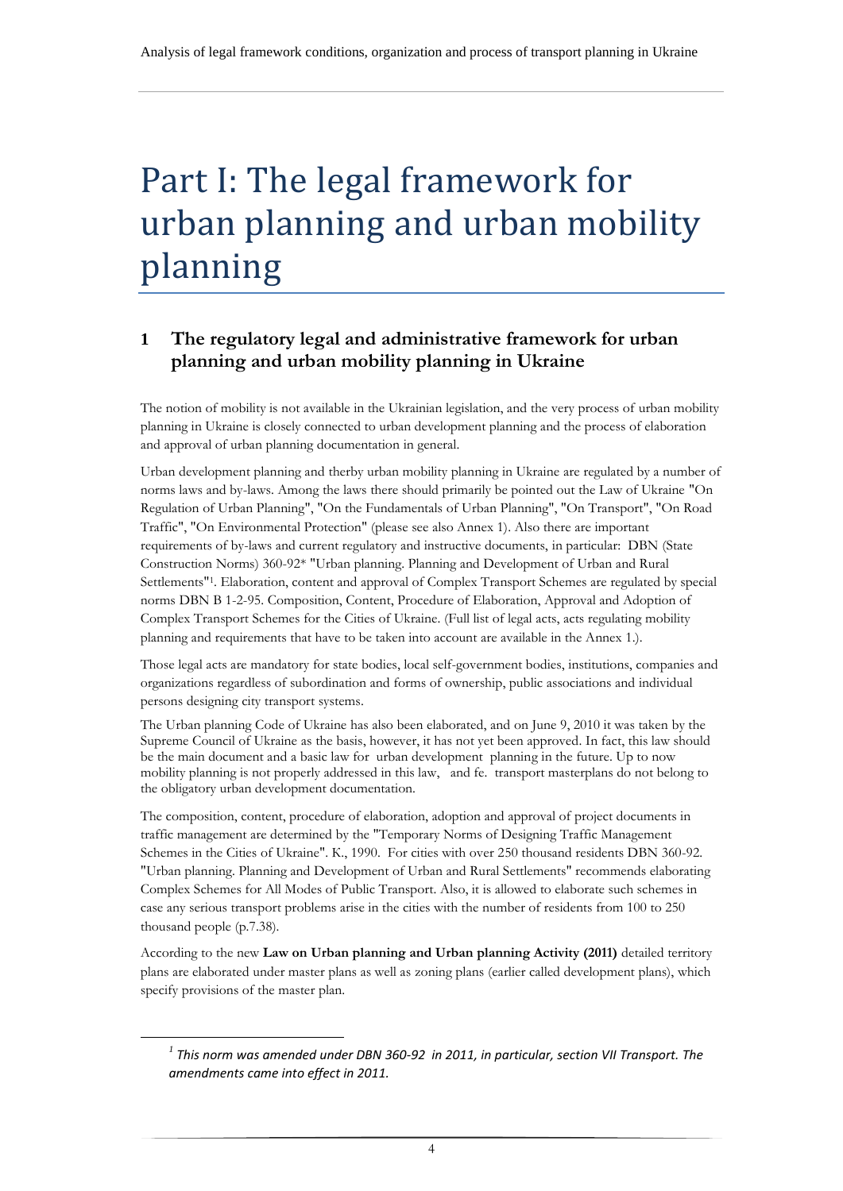# Part I: The legal framework for urban planning and urban mobility planning

## 1 The regulatory legal and administrative framework for urban planning and urban mobility planning in Ukraine

The notion of mobility is not available in the Ukrainian legislation, and the very process of urban mobility planning in Ukraine is closely connected to urban development planning and the process of elaboration and approval of urban planning documentation in general.

Urban development planning and therby urban mobility planning in Ukraine are regulated by a number of norms laws and by-laws. Among the laws there should primarily be pointed out the Law of Ukraine "On Regulation of Urban Planning", "On the Fundamentals of Urban Planning", "On Transport", "On Road Traffic", "On Environmental Protection" (please see also Annex 1). Also there are important requirements of by-laws and current regulatory and instructive documents, in particular: DBN (State Construction Norms) 360-92* "Urban planning. Planning and Development of Urban and Rural Settlements"[1]. Elaboration, content and approval of Complex Transport Schemes are regulated by special norms DBN B 1-2-95. Composition, Content, Procedure of Elaboration, Approval and Adoption of Complex Transport Schemes for the Cities of Ukraine. (Full list of legal acts, acts regulating mobility planning and requirements that have to be taken into account are available in the Annex 1.).

Those legal acts are mandatory for state bodies, local self-government bodies, institutions, companies and organizations regardless of subordination and forms of ownership, public associations and individual persons designing city transport systems.

The Urban planning Code of Ukraine has also been elaborated, and on June 9, 2010 it was taken by the Supreme Council of Ukraine as the basis, however, it has not yet been approved. In fact, this law should be the main document and a basic law for urban development planning in the future. Up to now mobility planning is not properly addressed in this law, and fe. transport masterplans do not belong to the obligatory urban development documentation.

The composition, content, procedure of elaboration, adoption and approval of project documents in traffic management are determined by the "Temporary Norms of Designing Traffic Management Schemes in the Cities of Ukraine". K., 1990. For cities with over 250 thousand residents DBN 360-92. "Urban planning. Planning and Development of Urban and Rural Settlements" recommends elaborating Complex Schemes for All Modes of Public Transport. Also, it is allowed to elaborate such schemes in case any serious transport problems arise in the cities with the number of residents from 100 to 250 thousand people (p.7.38).

According to the new **Law on Urban planning and Urban planning Activity (2011)** detailed territory plans are elaborated under master plans as well as zoning plans (earlier called development plans), which specify provisions of the master plan.

---

[1] *This norm was amended under DBN 360-92 in 2011, in particular, section VII Transport. The amendments came into effect in 2011.*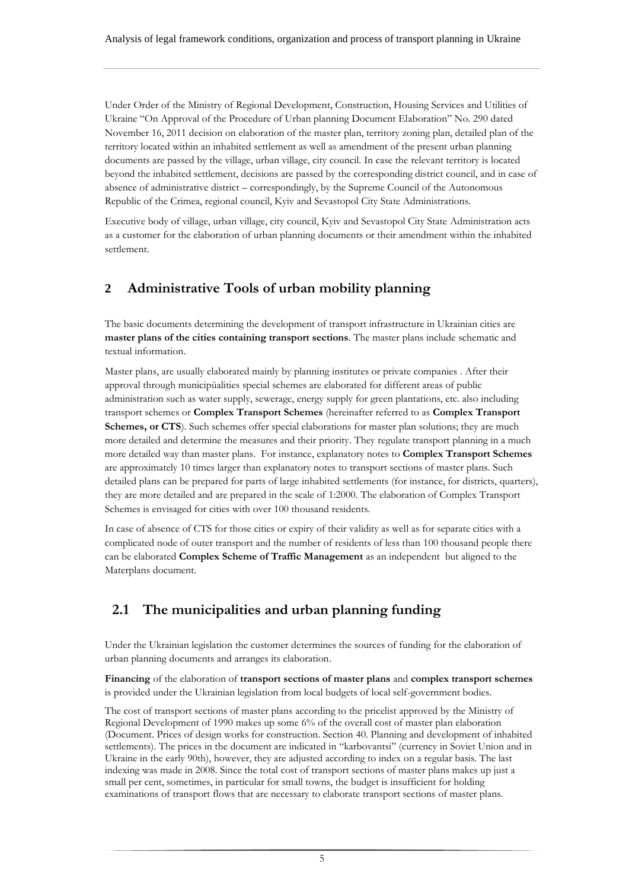Under Order of the Ministry of Regional Development, Construction, Housing Services and Utilities of Ukraine "On Approval of the Procedure of Urban planning Document Elaboration" No. 290 dated November 16, 2011 decision on elaboration of the master plan, territory zoning plan, detailed plan of the territory located within an inhabited settlement as well as amendment of the present urban planning documents are passed by the village, urban village, city council. In case the relevant territory is located beyond the inhabited settlement, decisions are passed by the corresponding district council, and in case of absence of administrative district – correspondingly, by the Supreme Council of the Autonomous Republic of the Crimea, regional council, Kyiv and Sevastopol City State Administrations.

Executive body of village, urban village, city council, Kyiv and Sevastopol City State Administration acts as a customer for the elaboration of urban planning documents or their amendment within the inhabited settlement.

## 2 Administrative Tools of urban mobility planning

The basic documents determining the development of transport infrastructure in Ukrainian cities are **master plans of the cities containing transport sections**. The master plans include schematic and textual information.

Master plans, are usually elaborated mainly by planning institutes or private companies . After their approval through municipüalities special schemes are elaborated for different areas of public administration such as water supply, sewerage, energy supply for green plantations, etc. also including transport schemes or **Complex Transport Schemes** (hereinafter referred to as **Complex Transport Schemes, or CTS**). Such schemes offer special elaborations for master plan solutions; they are much more detailed and determine the measures and their priority. They regulate transport planning in a much more detailed way than master plans. For instance, explanatory notes to **Complex Transport Schemes** are approximately 10 times larger than explanatory notes to transport sections of master plans. Such detailed plans can be prepared for parts of large inhabited settlements (for instance, for districts, quarters), they are more detailed and are prepared in the scale of 1:2000. The elaboration of Complex Transport Schemes is envisaged for cities with over 100 thousand residents.

In case of absence of CTS for those cities or expiry of their validity as well as for separate cities with a complicated node of outer transport and the number of residents of less than 100 thousand people there can be elaborated **Complex Scheme of Traffic Management** as an independent but aligned to the Materplans document.

## 2.1 The municipalities and urban planning funding

Under the Ukrainian legislation the customer determines the sources of funding for the elaboration of urban planning documents and arranges its elaboration.

**Financing** of the elaboration of **transport sections of master plans** and **complex transport schemes** is provided under the Ukrainian legislation from local budgets of local self-government bodies.

The cost of transport sections of master plans according to the pricelist approved by the Ministry of Regional Development of 1990 makes up some 6% of the overall cost of master plan elaboration (Document. Prices of design works for construction. Section 40. Planning and development of inhabited settlements). The prices in the document are indicated in "karbovantsi" (currency in Soviet Union and in Ukraine in the early 90th), however, they are adjusted according to index on a regular basis. The last indexing was made in 2008. Since the total cost of transport sections of master plans makes up just a small per cent, sometimes, in particular for small towns, the budget is insufficient for holding examinations of transport flows that are necessary to elaborate transport sections of master plans.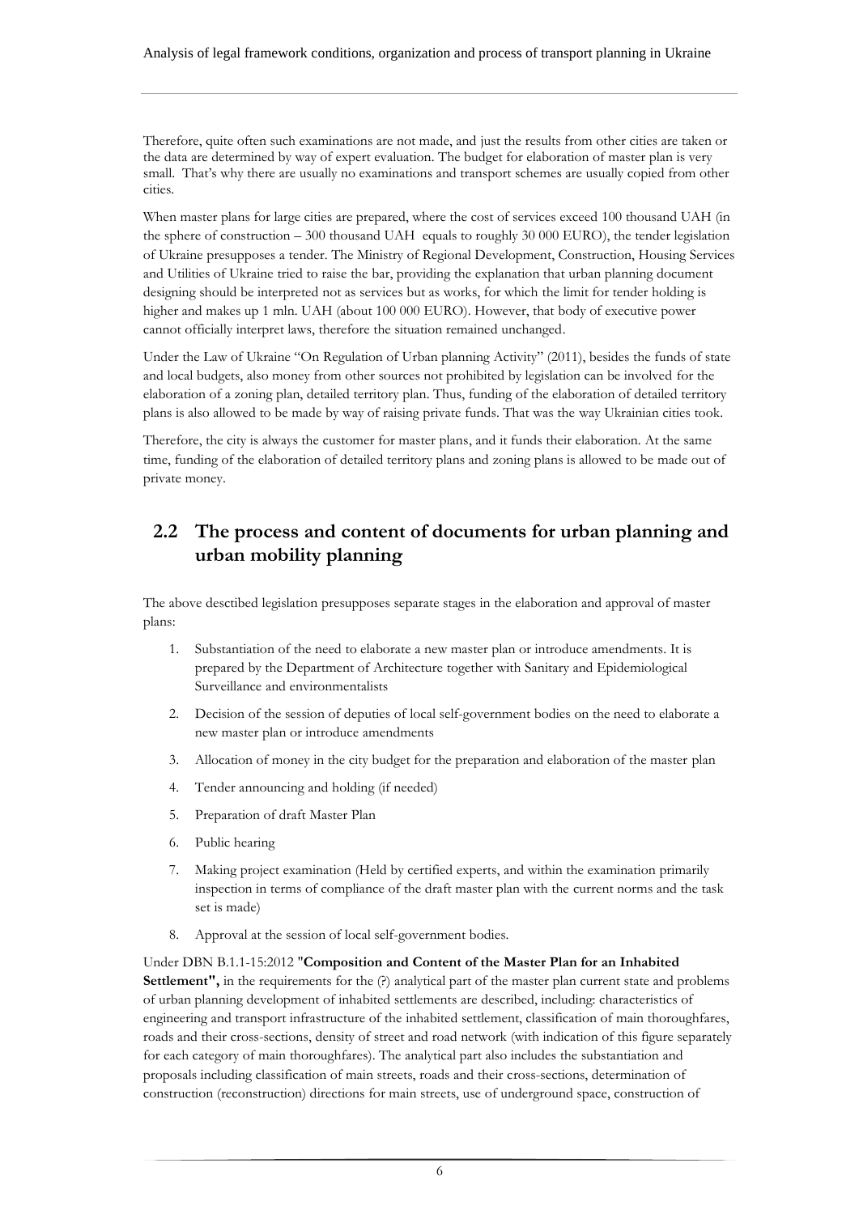Therefore, quite often such examinations are not made, and just the results from other cities are taken or the data are determined by way of expert evaluation. The budget for elaboration of master plan is very small. That's why there are usually no examinations and transport schemes are usually copied from other cities.

When master plans for large cities are prepared, where the cost of services exceed 100 thousand UAH (in the sphere of construction – 300 thousand UAH equals to roughly 30 000 EURO), the tender legislation of Ukraine presupposes a tender. The Ministry of Regional Development, Construction, Housing Services and Utilities of Ukraine tried to raise the bar, providing the explanation that urban planning document designing should be interpreted not as services but as works, for which the limit for tender holding is higher and makes up 1 mln. UAH (about 100 000 EURO). However, that body of executive power cannot officially interpret laws, therefore the situation remained unchanged.

Under the Law of Ukraine "On Regulation of Urban planning Activity" (2011), besides the funds of state and local budgets, also money from other sources not prohibited by legislation can be involved for the elaboration of a zoning plan, detailed territory plan. Thus, funding of the elaboration of detailed territory plans is also allowed to be made by way of raising private funds. That was the way Ukrainian cities took.

Therefore, the city is always the customer for master plans, and it funds their elaboration. At the same time, funding of the elaboration of detailed territory plans and zoning plans is allowed to be made out of private money.

## 2.2 The process and content of documents for urban planning and urban mobility planning

The above desctibed legislation presupposes separate stages in the elaboration and approval of master plans:

1. Substantiation of the need to elaborate a new master plan or introduce amendments. It is prepared by the Department of Architecture together with Sanitary and Epidemiological Surveillance and environmentalists
2. Decision of the session of deputies of local self-government bodies on the need to elaborate a new master plan or introduce amendments
3. Allocation of money in the city budget for the preparation and elaboration of the master plan
4. Tender announcing and holding (if needed)
5. Preparation of draft Master Plan
6. Public hearing
7. Making project examination (Held by certified experts, and within the examination primarily inspection in terms of compliance of the draft master plan with the current norms and the task set is made)
8. Approval at the session of local self-government bodies.

Under DBN B.1.1-15:2012 **"Composition and Content of the Master Plan for an Inhabited Settlement",** in the requirements for the (?) analytical part of the master plan current state and problems of urban planning development of inhabited settlements are described, including: characteristics of engineering and transport infrastructure of the inhabited settlement, classification of main thoroughfares, roads and their cross-sections, density of street and road network (with indication of this figure separately for each category of main thoroughfares). The analytical part also includes the substantiation and proposals including classification of main streets, roads and their cross-sections, determination of construction (reconstruction) directions for main streets, use of underground space, construction of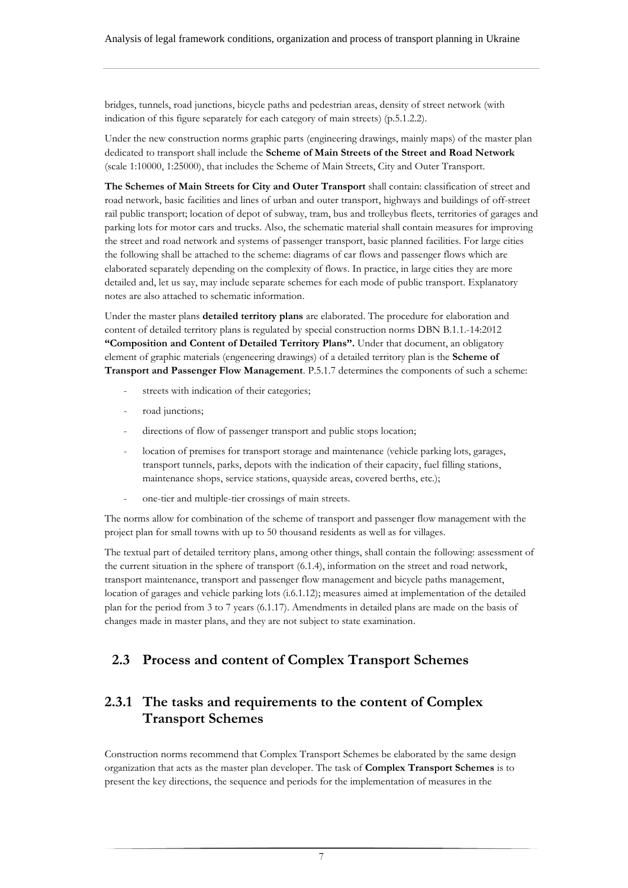bridges, tunnels, road junctions, bicycle paths and pedestrian areas, density of street network (with indication of this figure separately for each category of main streets) (p.5.1.2.2).

Under the new construction norms graphic parts (engineering drawings, mainly maps) of the master plan dedicated to transport shall include the **Scheme of Main Streets of the Street and Road Network** (scale 1:10000, 1:25000), that includes the Scheme of Main Streets, City and Outer Transport.

**The Schemes of Main Streets for City and Outer Transport** shall contain: classification of street and road network, basic facilities and lines of urban and outer transport, highways and buildings of off-street rail public transport; location of depot of subway, tram, bus and trolleybus fleets, territories of garages and parking lots for motor cars and trucks. Also, the schematic material shall contain measures for improving the street and road network and systems of passenger transport, basic planned facilities. For large cities the following shall be attached to the scheme: diagrams of car flows and passenger flows which are elaborated separately depending on the complexity of flows. In practice, in large cities they are more detailed and, let us say, may include separate schemes for each mode of public transport. Explanatory notes are also attached to schematic information.

Under the master plans **detailed territory plans** are elaborated. The procedure for elaboration and content of detailed territory plans is regulated by special construction norms DBN B.1.1.-14:2012 **"Composition and Content of Detailed Territory Plans".** Under that document, an obligatory element of graphic materials (engeneering drawings) of a detailed territory plan is the **Scheme of Transport and Passenger Flow Management**. P.5.1.7 determines the components of such a scheme:

- streets with indication of their categories;
- road junctions;
- directions of flow of passenger transport and public stops location;
- location of premises for transport storage and maintenance (vehicle parking lots, garages, transport tunnels, parks, depots with the indication of their capacity, fuel filling stations, maintenance shops, service stations, quayside areas, covered berths, etc.);
- one-tier and multiple-tier crossings of main streets.

The norms allow for combination of the scheme of transport and passenger flow management with the project plan for small towns with up to 50 thousand residents as well as for villages.

The textual part of detailed territory plans, among other things, shall contain the following: assessment of the current situation in the sphere of transport (6.1.4), information on the street and road network, transport maintenance, transport and passenger flow management and bicycle paths management, location of garages and vehicle parking lots (i.6.1.12); measures aimed at implementation of the detailed plan for the period from 3 to 7 years (6.1.17). Amendments in detailed plans are made on the basis of changes made in master plans, and they are not subject to state examination.

## 2.3 Process and content of Complex Transport Schemes

### 2.3.1 The tasks and requirements to the content of Complex Transport Schemes

Construction norms recommend that Complex Transport Schemes be elaborated by the same design organization that acts as the master plan developer. The task of **Complex Transport Schemes** is to present the key directions, the sequence and periods for the implementation of measures in the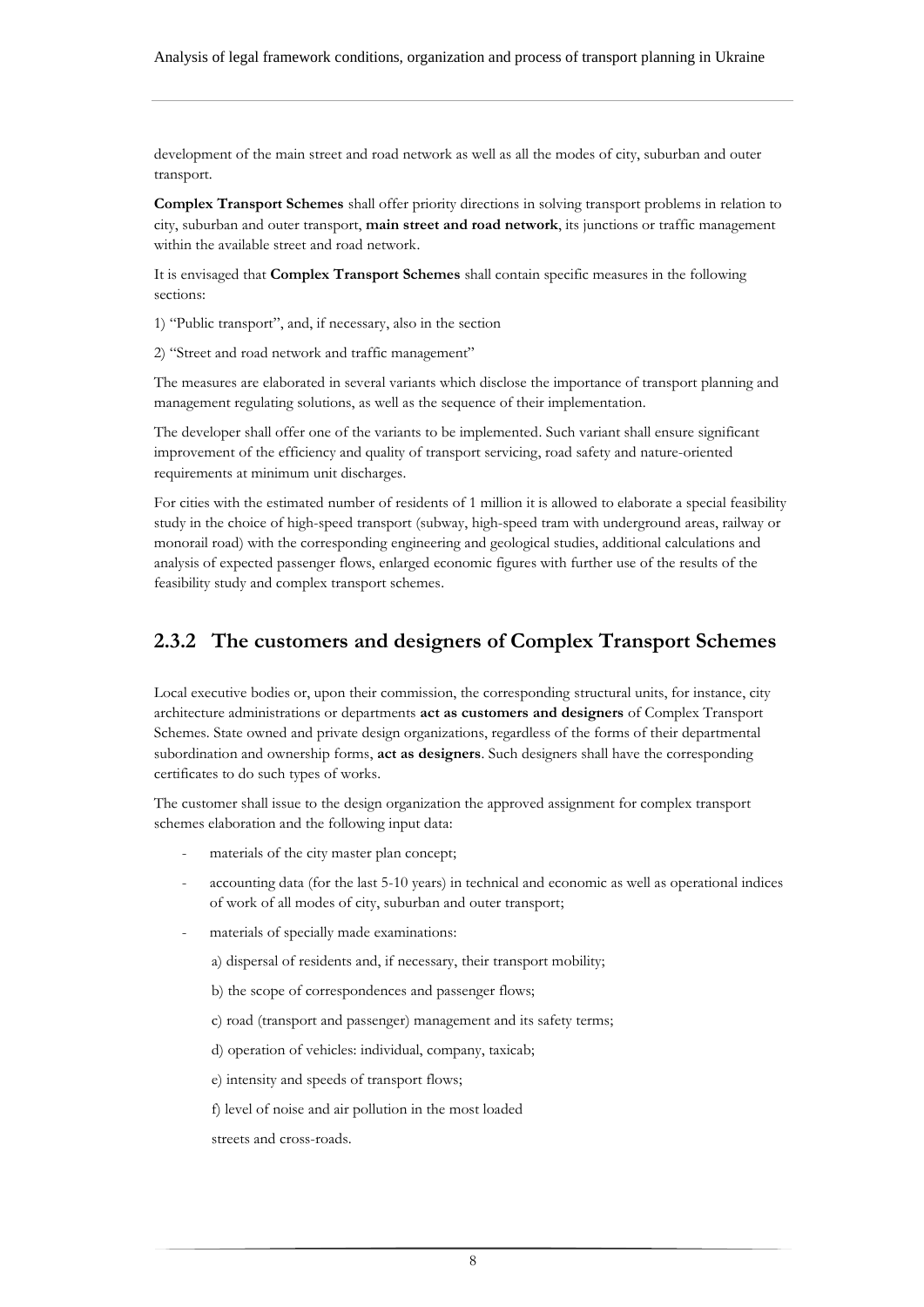development of the main street and road network as well as all the modes of city, suburban and outer transport.

**Complex Transport Schemes** shall offer priority directions in solving transport problems in relation to city, suburban and outer transport, **main street and road network**, its junctions or traffic management within the available street and road network.

It is envisaged that **Complex Transport Schemes** shall contain specific measures in the following sections:

1) "Public transport", and, if necessary, also in the section

2) "Street and road network and traffic management"

The measures are elaborated in several variants which disclose the importance of transport planning and management regulating solutions, as well as the sequence of their implementation.

The developer shall offer one of the variants to be implemented. Such variant shall ensure significant improvement of the efficiency and quality of transport servicing, road safety and nature-oriented requirements at minimum unit discharges.

For cities with the estimated number of residents of 1 million it is allowed to elaborate a special feasibility study in the choice of high-speed transport (subway, high-speed tram with underground areas, railway or monorail road) with the corresponding engineering and geological studies, additional calculations and analysis of expected passenger flows, enlarged economic figures with further use of the results of the feasibility study and complex transport schemes.

### 2.3.2 The customers and designers of Complex Transport Schemes

Local executive bodies or, upon their commission, the corresponding structural units, for instance, city architecture administrations or departments **act as customers and designers** of Complex Transport Schemes. State owned and private design organizations, regardless of the forms of their departmental subordination and ownership forms, **act as designers**. Such designers shall have the corresponding certificates to do such types of works.

The customer shall issue to the design organization the approved assignment for complex transport schemes elaboration and the following input data:

- materials of the city master plan concept;
- accounting data (for the last 5-10 years) in technical and economic as well as operational indices of work of all modes of city, suburban and outer transport;
- materials of specially made examinations:

  a) dispersal of residents and, if necessary, their transport mobility;

  b) the scope of correspondences and passenger flows;

  c) road (transport and passenger) management and its safety terms;

  d) operation of vehicles: individual, company, taxicab;

  e) intensity and speeds of transport flows;

  f) level of noise and air pollution in the most loaded streets and cross-roads.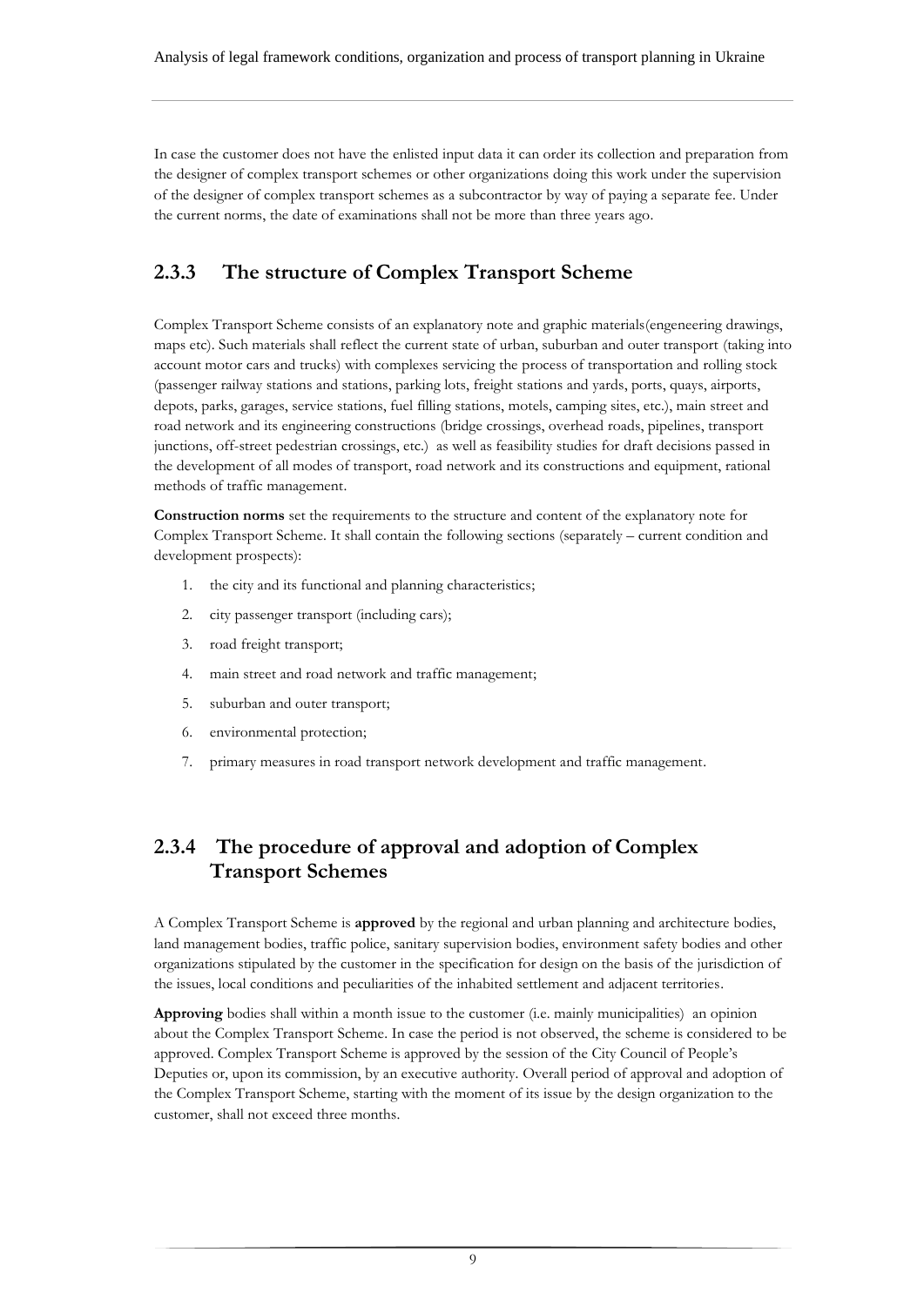In case the customer does not have the enlisted input data it can order its collection and preparation from the designer of complex transport schemes or other organizations doing this work under the supervision of the designer of complex transport schemes as a subcontractor by way of paying a separate fee. Under the current norms, the date of examinations shall not be more than three years ago.

### 2.3.3 The structure of Complex Transport Scheme

Complex Transport Scheme consists of an explanatory note and graphic materials(engeneering drawings, maps etc). Such materials shall reflect the current state of urban, suburban and outer transport (taking into account motor cars and trucks) with complexes servicing the process of transportation and rolling stock (passenger railway stations and stations, parking lots, freight stations and yards, ports, quays, airports, depots, parks, garages, service stations, fuel filling stations, motels, camping sites, etc.), main street and road network and its engineering constructions (bridge crossings, overhead roads, pipelines, transport junctions, off-street pedestrian crossings, etc.) as well as feasibility studies for draft decisions passed in the development of all modes of transport, road network and its constructions and equipment, rational methods of traffic management.

**Construction norms** set the requirements to the structure and content of the explanatory note for Complex Transport Scheme. It shall contain the following sections (separately – current condition and development prospects):

1. the city and its functional and planning characteristics;
2. city passenger transport (including cars);
3. road freight transport;
4. main street and road network and traffic management;
5. suburban and outer transport;
6. environmental protection;
7. primary measures in road transport network development and traffic management.

### 2.3.4 The procedure of approval and adoption of Complex Transport Schemes

A Complex Transport Scheme is **approved** by the regional and urban planning and architecture bodies, land management bodies, traffic police, sanitary supervision bodies, environment safety bodies and other organizations stipulated by the customer in the specification for design on the basis of the jurisdiction of the issues, local conditions and peculiarities of the inhabited settlement and adjacent territories.

**Approving** bodies shall within a month issue to the customer (i.e. mainly municipalities) an opinion about the Complex Transport Scheme. In case the period is not observed, the scheme is considered to be approved. Complex Transport Scheme is approved by the session of the City Council of People's Deputies or, upon its commission, by an executive authority. Overall period of approval and adoption of the Complex Transport Scheme, starting with the moment of its issue by the design organization to the customer, shall not exceed three months.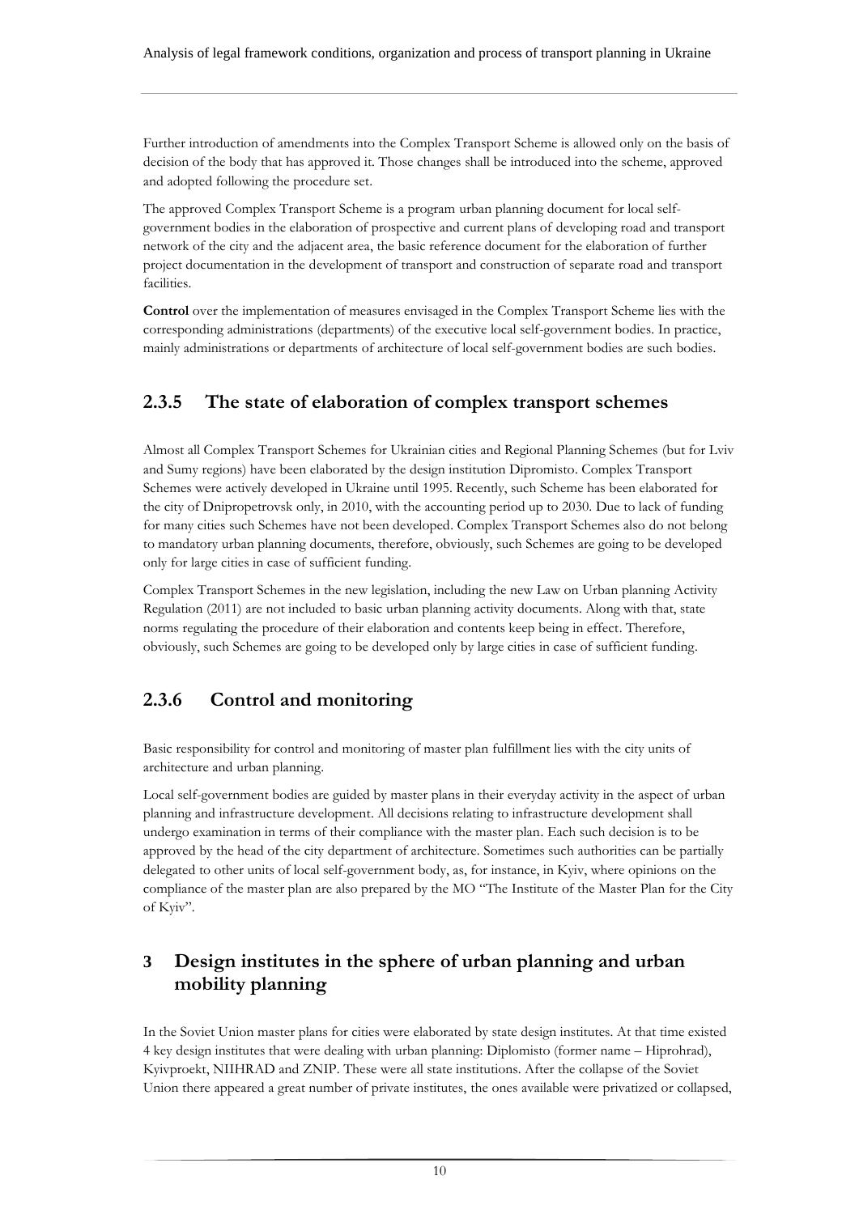Further introduction of amendments into the Complex Transport Scheme is allowed only on the basis of decision of the body that has approved it. Those changes shall be introduced into the scheme, approved and adopted following the procedure set.

The approved Complex Transport Scheme is a program urban planning document for local self-government bodies in the elaboration of prospective and current plans of developing road and transport network of the city and the adjacent area, the basic reference document for the elaboration of further project documentation in the development of transport and construction of separate road and transport facilities.

**Control** over the implementation of measures envisaged in the Complex Transport Scheme lies with the corresponding administrations (departments) of the executive local self-government bodies. In practice, mainly administrations or departments of architecture of local self-government bodies are such bodies.

### 2.3.5 The state of elaboration of complex transport schemes

Almost all Complex Transport Schemes for Ukrainian cities and Regional Planning Schemes (but for Lviv and Sumy regions) have been elaborated by the design institution Dipromisto. Complex Transport Schemes were actively developed in Ukraine until 1995. Recently, such Scheme has been elaborated for the city of Dnipropetrovsk only, in 2010, with the accounting period up to 2030. Due to lack of funding for many cities such Schemes have not been developed. Complex Transport Schemes also do not belong to mandatory urban planning documents, therefore, obviously, such Schemes are going to be developed only for large cities in case of sufficient funding.

Complex Transport Schemes in the new legislation, including the new Law on Urban planning Activity Regulation (2011) are not included to basic urban planning activity documents. Along with that, state norms regulating the procedure of their elaboration and contents keep being in effect. Therefore, obviously, such Schemes are going to be developed only by large cities in case of sufficient funding.

### 2.3.6 Control and monitoring

Basic responsibility for control and monitoring of master plan fulfillment lies with the city units of architecture and urban planning.

Local self-government bodies are guided by master plans in their everyday activity in the aspect of urban planning and infrastructure development. All decisions relating to infrastructure development shall undergo examination in terms of their compliance with the master plan. Each such decision is to be approved by the head of the city department of architecture. Sometimes such authorities can be partially delegated to other units of local self-government body, as, for instance, in Kyiv, where opinions on the compliance of the master plan are also prepared by the MO "The Institute of the Master Plan for the City of Kyiv".

## 3 Design institutes in the sphere of urban planning and urban mobility planning

In the Soviet Union master plans for cities were elaborated by state design institutes. At that time existed 4 key design institutes that were dealing with urban planning: Diplomisto (former name – Hiprohrad), Kyivproekt, NIIHRAD and ZNIP. These were all state institutions. After the collapse of the Soviet Union there appeared a great number of private institutes, the ones available were privatized or collapsed,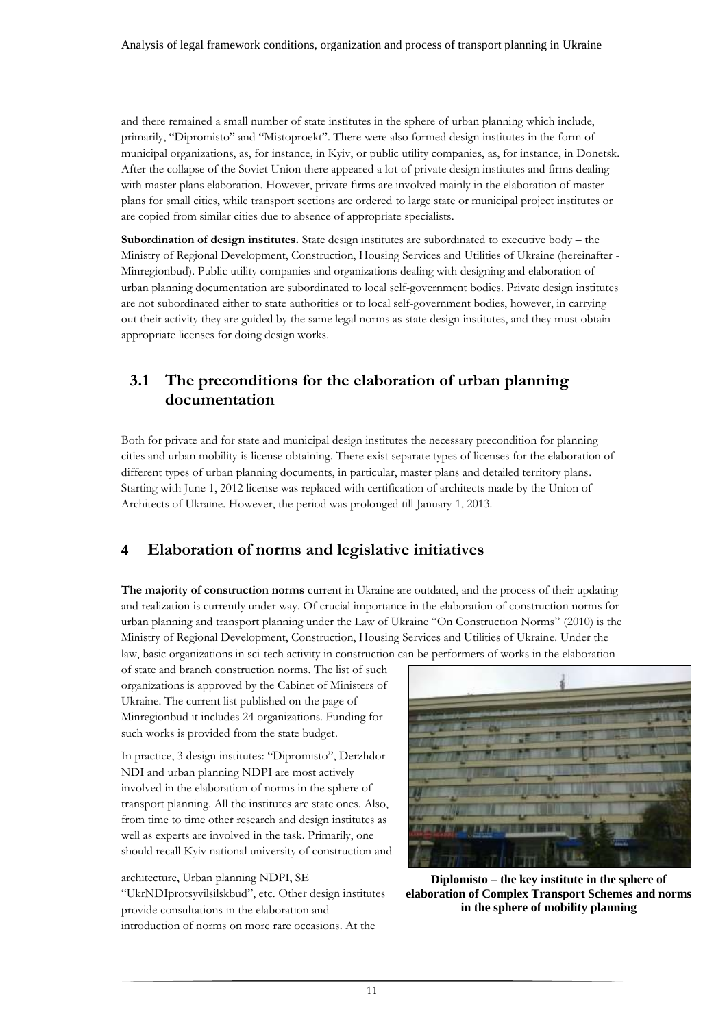and there remained a small number of state institutes in the sphere of urban planning which include, primarily, "Dipromisto" and "Mistoproekt". There were also formed design institutes in the form of municipal organizations, as, for instance, in Kyiv, or public utility companies, as, for instance, in Donetsk. After the collapse of the Soviet Union there appeared a lot of private design institutes and firms dealing with master plans elaboration. However, private firms are involved mainly in the elaboration of master plans for small cities, while transport sections are ordered to large state or municipal project institutes or are copied from similar cities due to absence of appropriate specialists.

**Subordination of design institutes.** State design institutes are subordinated to executive body – the Ministry of Regional Development, Construction, Housing Services and Utilities of Ukraine (hereinafter - Minregionbud). Public utility companies and organizations dealing with designing and elaboration of urban planning documentation are subordinated to local self-government bodies. Private design institutes are not subordinated either to state authorities or to local self-government bodies, however, in carrying out their activity they are guided by the same legal norms as state design institutes, and they must obtain appropriate licenses for doing design works.

## 3.1 The preconditions for the elaboration of urban planning documentation

Both for private and for state and municipal design institutes the necessary precondition for planning cities and urban mobility is license obtaining. There exist separate types of licenses for the elaboration of different types of urban planning documents, in particular, master plans and detailed territory plans. Starting with June 1, 2012 license was replaced with certification of architects made by the Union of Architects of Ukraine. However, the period was prolonged till January 1, 2013.

# 4 Elaboration of norms and legislative initiatives

**The majority of construction norms** current in Ukraine are outdated, and the process of their updating and realization is currently under way. Of crucial importance in the elaboration of construction norms for urban planning and transport planning under the Law of Ukraine "On Construction Norms" (2010) is the Ministry of Regional Development, Construction, Housing Services and Utilities of Ukraine. Under the law, basic organizations in sci-tech activity in construction can be performers of works in the elaboration of state and branch construction norms. The list of such organizations is approved by the Cabinet of Ministers of Ukraine. The current list published on the page of Minregionbud it includes 24 organizations. Funding for such works is provided from the state budget.

In practice, 3 design institutes: "Dipromisto", Derzhdor NDI and urban planning NDPI are most actively involved in the elaboration of norms in the sphere of transport planning. All the institutes are state ones. Also, from time to time other research and design institutes as well as experts are involved in the task. Primarily, one should recall Kyiv national university of construction and architecture, Urban planning NDPI, SE "UkrNDIprotsyvilsilskbud", etc. Other design institutes provide consultations in the elaboration and introduction of norms on more rare occasions. At the

**Diplomisto – the key institute in the sphere of elaboration of Complex Transport Schemes and norms in the sphere of mobility planning**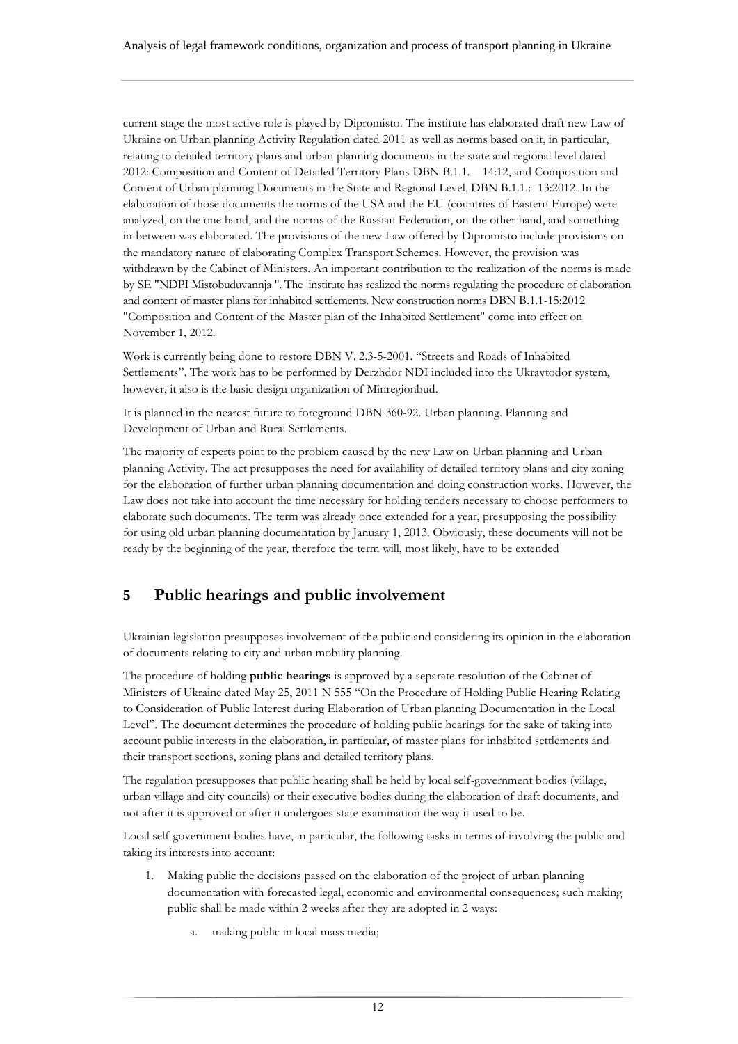current stage the most active role is played by Dipromisto. The institute has elaborated draft new Law of Ukraine on Urban planning Activity Regulation dated 2011 as well as norms based on it, in particular, relating to detailed territory plans and urban planning documents in the state and regional level dated 2012: Composition and Content of Detailed Territory Plans DBN B.1.1. – 14:12, and Composition and Content of Urban planning Documents in the State and Regional Level, DBN B.1.1.: -13:2012. In the elaboration of those documents the norms of the USA and the EU (countries of Eastern Europe) were analyzed, on the one hand, and the norms of the Russian Federation, on the other hand, and something in-between was elaborated. The provisions of the new Law offered by Dipromisto include provisions on the mandatory nature of elaborating Complex Transport Schemes. However, the provision was withdrawn by the Cabinet of Ministers. An important contribution to the realization of the norms is made by SE "NDPI Mistobuduvannja ". The institute has realized the norms regulating the procedure of elaboration and content of master plans for inhabited settlements. New construction norms DBN B.1.1-15:2012 "Composition and Content of the Master plan of the Inhabited Settlement" come into effect on November 1, 2012.

Work is currently being done to restore DBN V. 2.3-5-2001. "Streets and Roads of Inhabited Settlements". The work has to be performed by Derzhdor NDI included into the Ukravtodor system, however, it also is the basic design organization of Minregionbud.

It is planned in the nearest future to foreground DBN 360-92. Urban planning. Planning and Development of Urban and Rural Settlements.

The majority of experts point to the problem caused by the new Law on Urban planning and Urban planning Activity. The act presupposes the need for availability of detailed territory plans and city zoning for the elaboration of further urban planning documentation and doing construction works. However, the Law does not take into account the time necessary for holding tenders necessary to choose performers to elaborate such documents. The term was already once extended for a year, presupposing the possibility for using old urban planning documentation by January 1, 2013. Obviously, these documents will not be ready by the beginning of the year, therefore the term will, most likely, have to be extended

# 5 Public hearings and public involvement

Ukrainian legislation presupposes involvement of the public and considering its opinion in the elaboration of documents relating to city and urban mobility planning.

The procedure of holding **public hearings** is approved by a separate resolution of the Cabinet of Ministers of Ukraine dated May 25, 2011 N 555 "On the Procedure of Holding Public Hearing Relating to Consideration of Public Interest during Elaboration of Urban planning Documentation in the Local Level". The document determines the procedure of holding public hearings for the sake of taking into account public interests in the elaboration, in particular, of master plans for inhabited settlements and their transport sections, zoning plans and detailed territory plans.

The regulation presupposes that public hearing shall be held by local self-government bodies (village, urban village and city councils) or their executive bodies during the elaboration of draft documents, and not after it is approved or after it undergoes state examination the way it used to be.

Local self-government bodies have, in particular, the following tasks in terms of involving the public and taking its interests into account:

1. Making public the decisions passed on the elaboration of the project of urban planning documentation with forecasted legal, economic and environmental consequences; such making public shall be made within 2 weeks after they are adopted in 2 ways:
    a. making public in local mass media;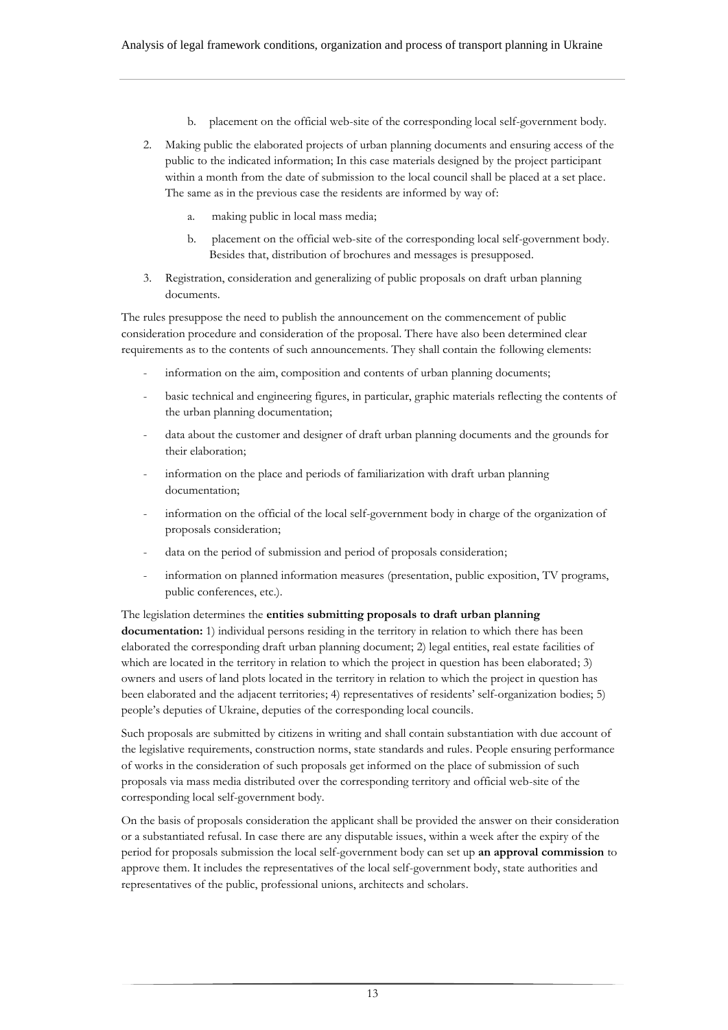b. placement on the official web-site of the corresponding local self-government body.

2. Making public the elaborated projects of urban planning documents and ensuring access of the public to the indicated information; In this case materials designed by the project participant within a month from the date of submission to the local council shall be placed at a set place. The same as in the previous case the residents are informed by way of:

   a. making public in local mass media;

   b. placement on the official web-site of the corresponding local self-government body. Besides that, distribution of brochures and messages is presupposed.

3. Registration, consideration and generalizing of public proposals on draft urban planning documents.

The rules presuppose the need to publish the announcement on the commencement of public consideration procedure and consideration of the proposal. There have also been determined clear requirements as to the contents of such announcements. They shall contain the following elements:

- information on the aim, composition and contents of urban planning documents;
- basic technical and engineering figures, in particular, graphic materials reflecting the contents of the urban planning documentation;
- data about the customer and designer of draft urban planning documents and the grounds for their elaboration;
- information on the place and periods of familiarization with draft urban planning documentation;
- information on the official of the local self-government body in charge of the organization of proposals consideration;
- data on the period of submission and period of proposals consideration;
- information on planned information measures (presentation, public exposition, TV programs, public conferences, etc.).

The legislation determines the **entities submitting proposals to draft urban planning documentation:** 1) individual persons residing in the territory in relation to which there has been elaborated the corresponding draft urban planning document; 2) legal entities, real estate facilities of which are located in the territory in relation to which the project in question has been elaborated; 3) owners and users of land plots located in the territory in relation to which the project in question has been elaborated and the adjacent territories; 4) representatives of residents' self-organization bodies; 5) people's deputies of Ukraine, deputies of the corresponding local councils.

Such proposals are submitted by citizens in writing and shall contain substantiation with due account of the legislative requirements, construction norms, state standards and rules. People ensuring performance of works in the consideration of such proposals get informed on the place of submission of such proposals via mass media distributed over the corresponding territory and official web-site of the corresponding local self-government body.

On the basis of proposals consideration the applicant shall be provided the answer on their consideration or a substantiated refusal. In case there are any disputable issues, within a week after the expiry of the period for proposals submission the local self-government body can set up **an approval commission** to approve them. It includes the representatives of the local self-government body, state authorities and representatives of the public, professional unions, architects and scholars.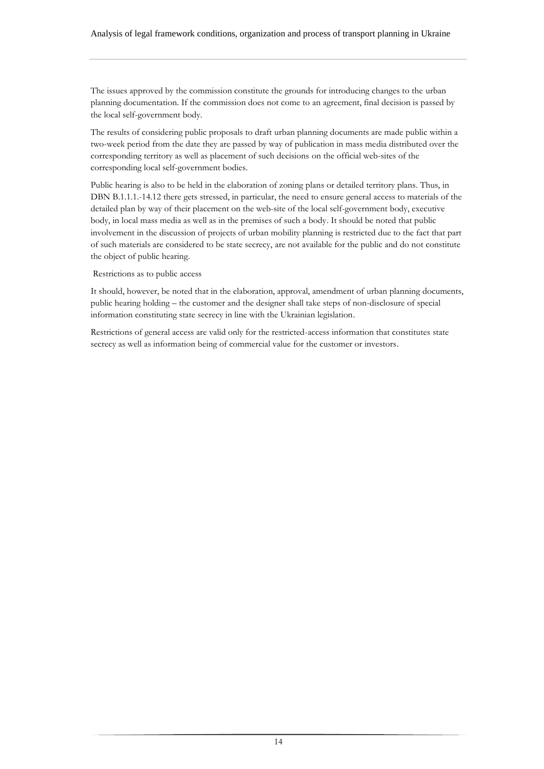The issues approved by the commission constitute the grounds for introducing changes to the urban planning documentation. If the commission does not come to an agreement, final decision is passed by the local self-government body.

The results of considering public proposals to draft urban planning documents are made public within a two-week period from the date they are passed by way of publication in mass media distributed over the corresponding territory as well as placement of such decisions on the official web-sites of the corresponding local self-government bodies.

Public hearing is also to be held in the elaboration of zoning plans or detailed territory plans. Thus, in DBN B.1.1.1.-14.12 there gets stressed, in particular, the need to ensure general access to materials of the detailed plan by way of their placement on the web-site of the local self-government body, executive body, in local mass media as well as in the premises of such a body. It should be noted that public involvement in the discussion of projects of urban mobility planning is restricted due to the fact that part of such materials are considered to be state secrecy, are not available for the public and do not constitute the object of public hearing.

Restrictions as to public access

It should, however, be noted that in the elaboration, approval, amendment of urban planning documents, public hearing holding – the customer and the designer shall take steps of non-disclosure of special information constituting state secrecy in line with the Ukrainian legislation.

Restrictions of general access are valid only for the restricted-access information that constitutes state secrecy as well as information being of commercial value for the customer or investors.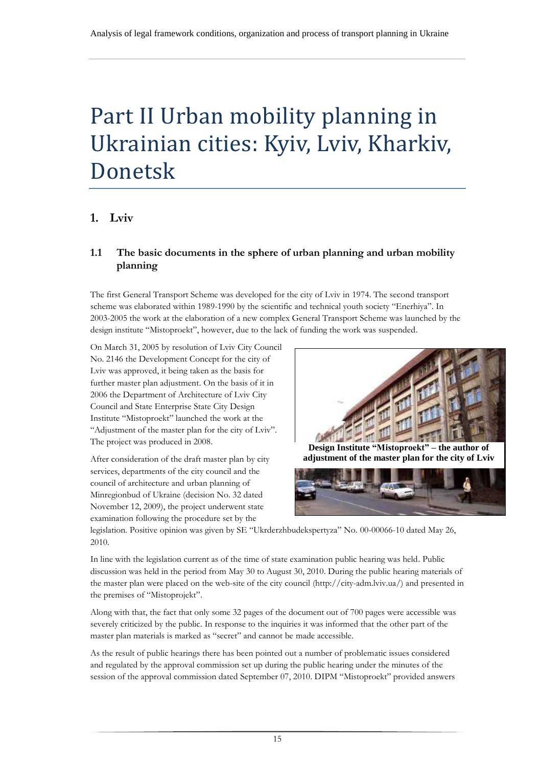# Part II Urban mobility planning in Ukrainian cities: Kyiv, Lviv, Kharkiv, Donetsk

## 1. Lviv

### 1.1 The basic documents in the sphere of urban planning and urban mobility planning

The first General Transport Scheme was developed for the city of Lviv in 1974. The second transport scheme was elaborated within 1989-1990 by the scientific and technical youth society "Enerhiya". In 2003-2005 the work at the elaboration of a new complex General Transport Scheme was launched by the design institute "Mistoproekt", however, due to the lack of funding the work was suspended.

On March 31, 2005 by resolution of Lviv City Council No. 2146 the Development Concept for the city of Lviv was approved, it being taken as the basis for further master plan adjustment. On the basis of it in 2006 the Department of Architecture of Lviv City Council and State Enterprise State City Design Institute "Mistoproekt" launched the work at the "Adjustment of the master plan for the city of Lviv". The project was produced in 2008.

**Design Institute "Mistoproekt" – the author of adjustment of the master plan for the city of Lviv**

After consideration of the draft master plan by city services, departments of the city council and the council of architecture and urban planning of Minregionbud of Ukraine (decision No. 32 dated November 12, 2009), the project underwent state examination following the procedure set by the legislation. Positive opinion was given by SE "Ukrderzhbudekspertyza" No. 00-00066-10 dated May 26, 2010.

In line with the legislation current as of the time of state examination public hearing was held. Public discussion was held in the period from May 30 to August 30, 2010. During the public hearing materials of the master plan were placed on the web-site of the city council (http://city-adm.lviv.ua/) and presented in the premises of "Mistoprojekt".

Along with that, the fact that only some 32 pages of the document out of 700 pages were accessible was severely criticized by the public. In response to the inquiries it was informed that the other part of the master plan materials is marked as "secret" and cannot be made accessible.

As the result of public hearings there has been pointed out a number of problematic issues considered and regulated by the approval commission set up during the public hearing under the minutes of the session of the approval commission dated September 07, 2010. DIPM "Mistoproekt" provided answers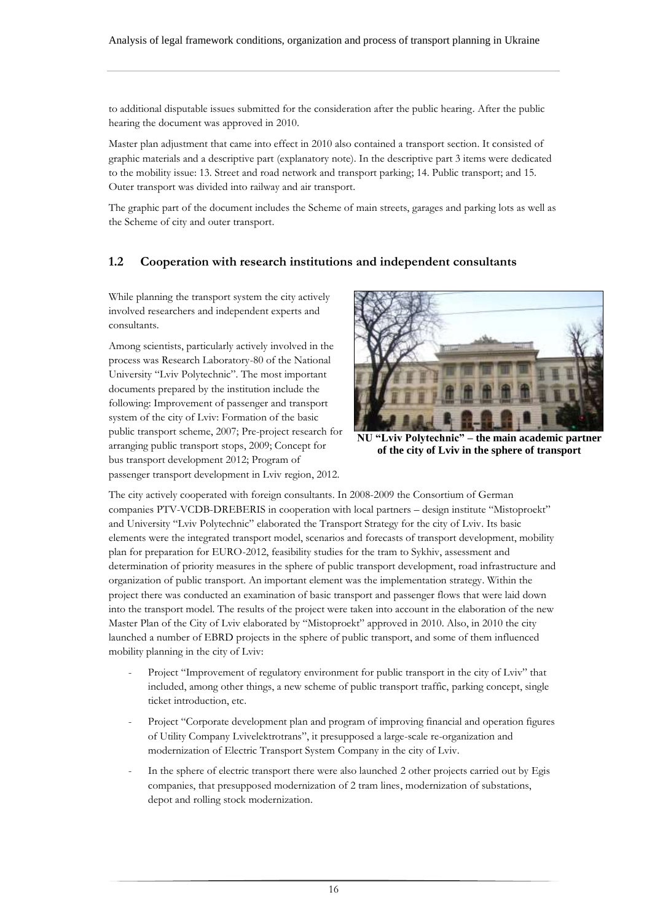to additional disputable issues submitted for the consideration after the public hearing. After the public hearing the document was approved in 2010.

Master plan adjustment that came into effect in 2010 also contained a transport section. It consisted of graphic materials and a descriptive part (explanatory note). In the descriptive part 3 items were dedicated to the mobility issue: 13. Street and road network and transport parking; 14. Public transport; and 15. Outer transport was divided into railway and air transport.

The graphic part of the document includes the Scheme of main streets, garages and parking lots as well as the Scheme of city and outer transport.

## 1.2 Cooperation with research institutions and independent consultants

While planning the transport system the city actively involved researchers and independent experts and consultants.

Among scientists, particularly actively involved in the process was Research Laboratory-80 of the National University "Lviv Polytechnic". The most important documents prepared by the institution include the following: Improvement of passenger and transport system of the city of Lviv: Formation of the basic public transport scheme, 2007; Pre-project research for arranging public transport stops, 2009; Concept for bus transport development 2012; Program of passenger transport development in Lviv region, 2012.

**NU "Lviv Polytechnic" – the main academic partner of the city of Lviv in the sphere of transport**

The city actively cooperated with foreign consultants. In 2008-2009 the Consortium of German companies PTV-VCDB-DREBERIS in cooperation with local partners – design institute "Mistoproekt" and University "Lviv Polytechnic" elaborated the Transport Strategy for the city of Lviv. Its basic elements were the integrated transport model, scenarios and forecasts of transport development, mobility plan for preparation for EURO-2012, feasibility studies for the tram to Sykhiv, assessment and determination of priority measures in the sphere of public transport development, road infrastructure and organization of public transport. An important element was the implementation strategy. Within the project there was conducted an examination of basic transport and passenger flows that were laid down into the transport model. The results of the project were taken into account in the elaboration of the new Master Plan of the City of Lviv elaborated by "Mistoproekt" approved in 2010. Also, in 2010 the city launched a number of EBRD projects in the sphere of public transport, and some of them influenced mobility planning in the city of Lviv:

- Project "Improvement of regulatory environment for public transport in the city of Lviv" that included, among other things, a new scheme of public transport traffic, parking concept, single ticket introduction, etc.
- Project "Corporate development plan and program of improving financial and operation figures of Utility Company Lvivelektrotrans", it presupposed a large-scale re-organization and modernization of Electric Transport System Company in the city of Lviv.
- In the sphere of electric transport there were also launched 2 other projects carried out by Egis companies, that presupposed modernization of 2 tram lines, modernization of substations, depot and rolling stock modernization.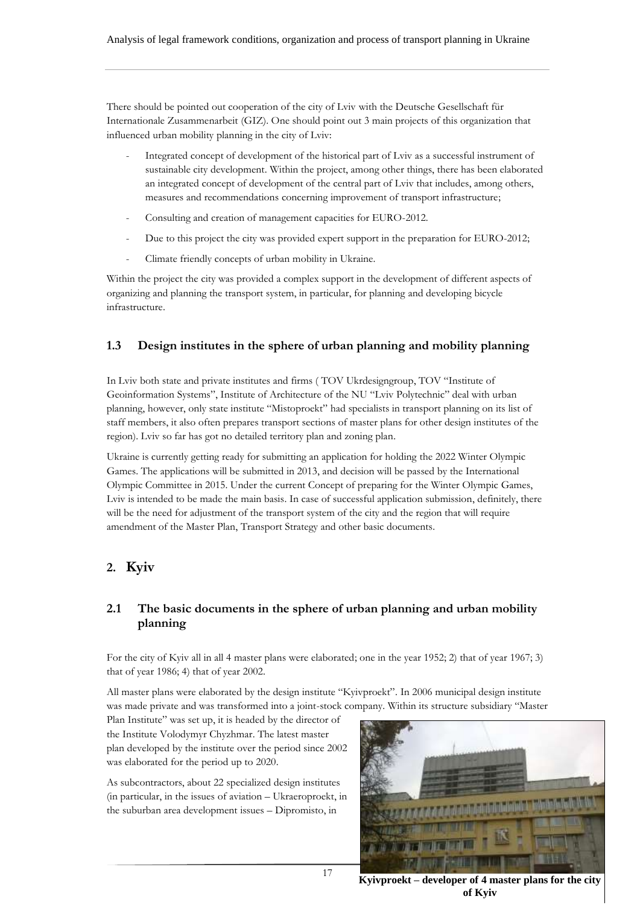There should be pointed out cooperation of the city of Lviv with the Deutsche Gesellschaft für Internationale Zusammenarbeit (GIZ). One should point out 3 main projects of this organization that influenced urban mobility planning in the city of Lviv:

- Integrated concept of development of the historical part of Lviv as a successful instrument of sustainable city development. Within the project, among other things, there has been elaborated an integrated concept of development of the central part of Lviv that includes, among others, measures and recommendations concerning improvement of transport infrastructure;
- Consulting and creation of management capacities for EURO-2012.
- Due to this project the city was provided expert support in the preparation for EURO-2012;
- Climate friendly concepts of urban mobility in Ukraine.

Within the project the city was provided a complex support in the development of different aspects of organizing and planning the transport system, in particular, for planning and developing bicycle infrastructure.

### 1.3 Design institutes in the sphere of urban planning and mobility planning

In Lviv both state and private institutes and firms ( TOV Ukrdesigngroup, TOV "Institute of Geoinformation Systems", Institute of Architecture of the NU "Lviv Polytechnic" deal with urban planning, however, only state institute "Mistoproekt" had specialists in transport planning on its list of staff members, it also often prepares transport sections of master plans for other design institutes of the region). Lviv so far has got no detailed territory plan and zoning plan.

Ukraine is currently getting ready for submitting an application for holding the 2022 Winter Olympic Games. The applications will be submitted in 2013, and decision will be passed by the International Olympic Committee in 2015. Under the current Concept of preparing for the Winter Olympic Games, Lviv is intended to be made the main basis. In case of successful application submission, definitely, there will be the need for adjustment of the transport system of the city and the region that will require amendment of the Master Plan, Transport Strategy and other basic documents.

## 2. Kyiv

### 2.1 The basic documents in the sphere of urban planning and urban mobility planning

For the city of Kyiv all in all 4 master plans were elaborated; one in the year 1952; 2) that of year 1967; 3) that of year 1986; 4) that of year 2002.

All master plans were elaborated by the design institute "Kyivproekt". In 2006 municipal design institute was made private and was transformed into a joint-stock company. Within its structure subsidiary "Master Plan Institute" was set up, it is headed by the director of the Institute Volodymyr Chyzhmar. The latest master plan developed by the institute over the period since 2002 was elaborated for the period up to 2020.

As subcontractors, about 22 specialized design institutes (in particular, in the issues of aviation – Ukraeroproekt, in the suburban area development issues – Dipromisto, in

**Kyivproekt – developer of 4 master plans for the city of Kyiv**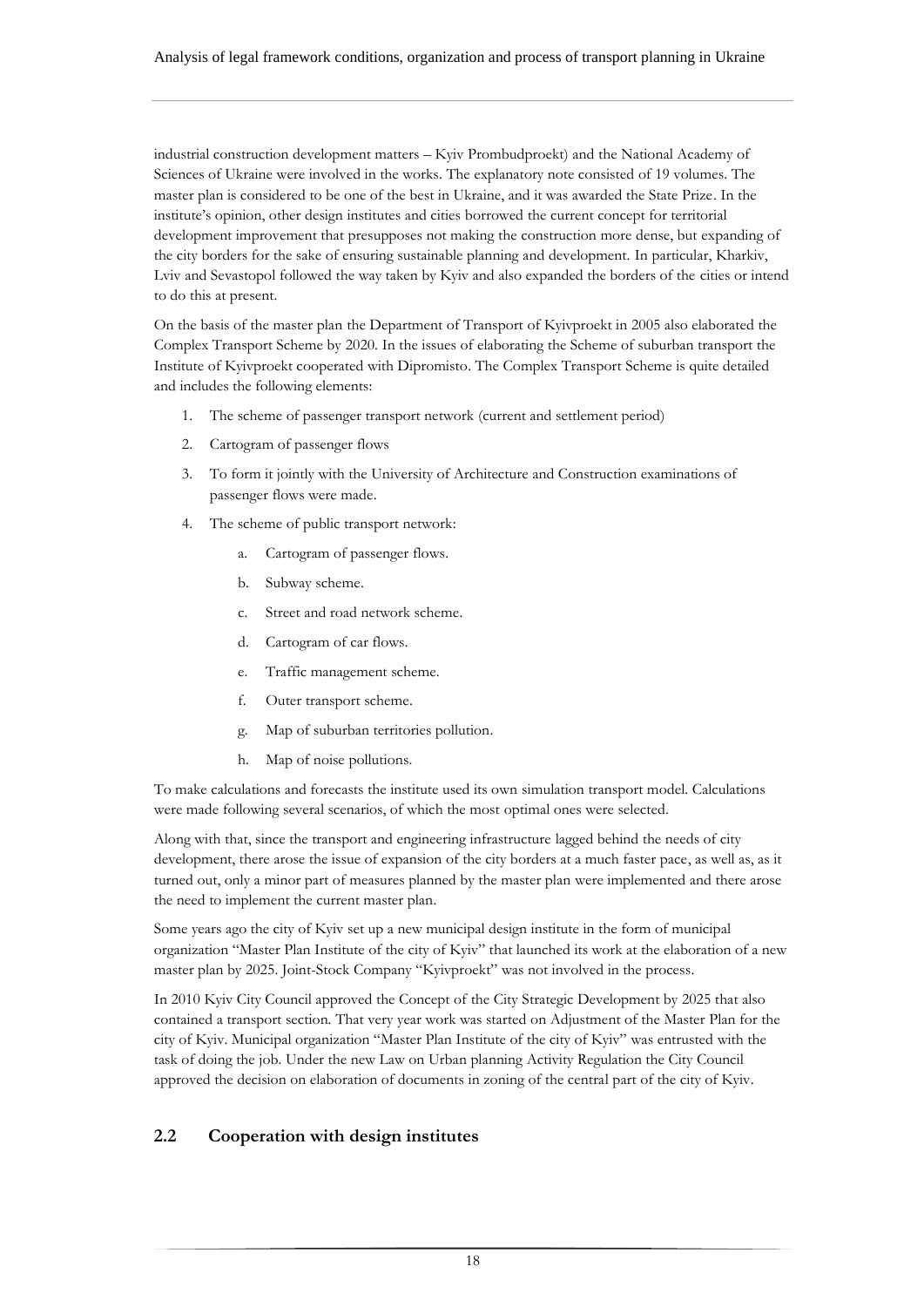industrial construction development matters – Kyiv Prombudproekt) and the National Academy of Sciences of Ukraine were involved in the works. The explanatory note consisted of 19 volumes. The master plan is considered to be one of the best in Ukraine, and it was awarded the State Prize. In the institute's opinion, other design institutes and cities borrowed the current concept for territorial development improvement that presupposes not making the construction more dense, but expanding of the city borders for the sake of ensuring sustainable planning and development. In particular, Kharkiv, Lviv and Sevastopol followed the way taken by Kyiv and also expanded the borders of the cities or intend to do this at present.

On the basis of the master plan the Department of Transport of Kyivproekt in 2005 also elaborated the Complex Transport Scheme by 2020. In the issues of elaborating the Scheme of suburban transport the Institute of Kyivproekt cooperated with Dipromisto. The Complex Transport Scheme is quite detailed and includes the following elements:

1. The scheme of passenger transport network (current and settlement period)
2. Cartogram of passenger flows
3. To form it jointly with the University of Architecture and Construction examinations of passenger flows were made.
4. The scheme of public transport network:
    a. Cartogram of passenger flows.
    b. Subway scheme.
    c. Street and road network scheme.
    d. Cartogram of car flows.
    e. Traffic management scheme.
    f. Outer transport scheme.
    g. Map of suburban territories pollution.
    h. Map of noise pollutions.

To make calculations and forecasts the institute used its own simulation transport model. Calculations were made following several scenarios, of which the most optimal ones were selected.

Along with that, since the transport and engineering infrastructure lagged behind the needs of city development, there arose the issue of expansion of the city borders at a much faster pace, as well as, as it turned out, only a minor part of measures planned by the master plan were implemented and there arose the need to implement the current master plan.

Some years ago the city of Kyiv set up a new municipal design institute in the form of municipal organization "Master Plan Institute of the city of Kyiv" that launched its work at the elaboration of a new master plan by 2025. Joint-Stock Company "Kyivproekt" was not involved in the process.

In 2010 Kyiv City Council approved the Concept of the City Strategic Development by 2025 that also contained a transport section. That very year work was started on Adjustment of the Master Plan for the city of Kyiv. Municipal organization "Master Plan Institute of the city of Kyiv" was entrusted with the task of doing the job. Under the new Law on Urban planning Activity Regulation the City Council approved the decision on elaboration of documents in zoning of the central part of the city of Kyiv.

## 2.2 Cooperation with design institutes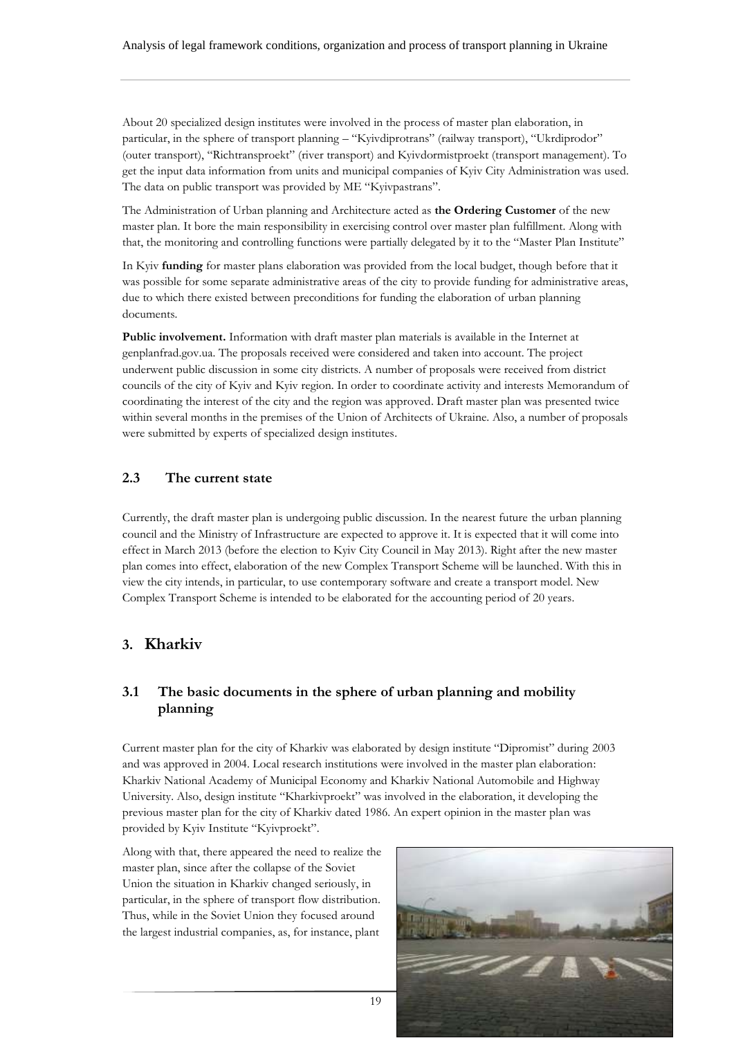About 20 specialized design institutes were involved in the process of master plan elaboration, in particular, in the sphere of transport planning – "Kyivdiprotrans" (railway transport), "Ukrdiprodor" (outer transport), "Richtransproekt" (river transport) and Kyivdormistproekt (transport management). To get the input data information from units and municipal companies of Kyiv City Administration was used. The data on public transport was provided by ME "Kyivpastrans".

The Administration of Urban planning and Architecture acted as **the Ordering Customer** of the new master plan. It bore the main responsibility in exercising control over master plan fulfillment. Along with that, the monitoring and controlling functions were partially delegated by it to the "Master Plan Institute"

In Kyiv **funding** for master plans elaboration was provided from the local budget, though before that it was possible for some separate administrative areas of the city to provide funding for administrative areas, due to which there existed between preconditions for funding the elaboration of urban planning documents.

**Public involvement.** Information with draft master plan materials is available in the Internet at genplanfrad.gov.ua. The proposals received were considered and taken into account. The project underwent public discussion in some city districts. A number of proposals were received from district councils of the city of Kyiv and Kyiv region. In order to coordinate activity and interests Memorandum of coordinating the interest of the city and the region was approved. Draft master plan was presented twice within several months in the premises of the Union of Architects of Ukraine. Also, a number of proposals were submitted by experts of specialized design institutes.

### 2.3 The current state

Currently, the draft master plan is undergoing public discussion. In the nearest future the urban planning council and the Ministry of Infrastructure are expected to approve it. It is expected that it will come into effect in March 2013 (before the election to Kyiv City Council in May 2013). Right after the new master plan comes into effect, elaboration of the new Complex Transport Scheme will be launched. With this in view the city intends, in particular, to use contemporary software and create a transport model. New Complex Transport Scheme is intended to be elaborated for the accounting period of 20 years.

## 3. Kharkiv

### 3.1 The basic documents in the sphere of urban planning and mobility planning

Current master plan for the city of Kharkiv was elaborated by design institute "Dipromist" during 2003 and was approved in 2004. Local research institutions were involved in the master plan elaboration: Kharkiv National Academy of Municipal Economy and Kharkiv National Automobile and Highway University. Also, design institute "Kharkivproekt" was involved in the elaboration, it developing the previous master plan for the city of Kharkiv dated 1986. An expert opinion in the master plan was provided by Kyiv Institute "Kyivproekt".

Along with that, there appeared the need to realize the master plan, since after the collapse of the Soviet Union the situation in Kharkiv changed seriously, in particular, in the sphere of transport flow distribution. Thus, while in the Soviet Union they focused around the largest industrial companies, as, for instance, plant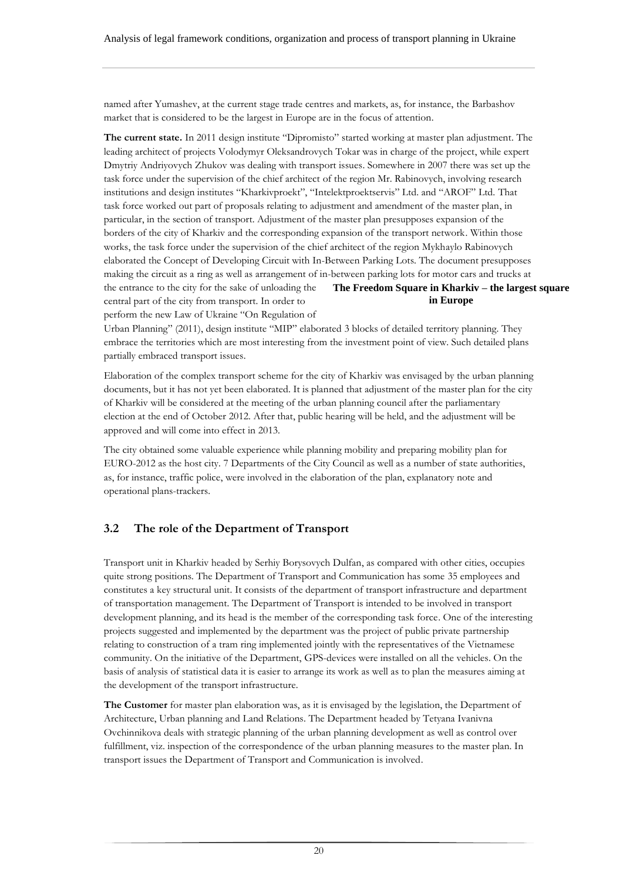named after Yumashev, at the current stage trade centres and markets, as, for instance, the Barbashov market that is considered to be the largest in Europe are in the focus of attention.

**The current state.** In 2011 design institute "Dipromisto" started working at master plan adjustment. The leading architect of projects Volodymyr Oleksandrovych Tokar was in charge of the project, while expert Dmytriy Andriyovych Zhukov was dealing with transport issues. Somewhere in 2007 there was set up the task force under the supervision of the chief architect of the region Mr. Rabinovych, involving research institutions and design institutes "Kharkivproekt", "Intelektproektservis" Ltd. and "AROF" Ltd. That task force worked out part of proposals relating to adjustment and amendment of the master plan, in particular, in the section of transport. Adjustment of the master plan presupposes expansion of the borders of the city of Kharkiv and the corresponding expansion of the transport network. Within those works, the task force under the supervision of the chief architect of the region Mykhaylo Rabinovych elaborated the Concept of Developing Circuit with In-Between Parking Lots. The document presupposes making the circuit as a ring as well as arrangement of in-between parking lots for motor cars and trucks at the entrance to the city for the sake of unloading the central part of the city from transport. In order to perform the new Law of Ukraine "On Regulation of Urban Planning" (2011), design institute "MIP" elaborated 3 blocks of detailed territory planning. They embrace the territories which are most interesting from the investment point of view. Such detailed plans partially embraced transport issues.

**The Freedom Square in Kharkiv – the largest square in Europe**

Elaboration of the complex transport scheme for the city of Kharkiv was envisaged by the urban planning documents, but it has not yet been elaborated. It is planned that adjustment of the master plan for the city of Kharkiv will be considered at the meeting of the urban planning council after the parliamentary election at the end of October 2012. After that, public hearing will be held, and the adjustment will be approved and will come into effect in 2013.

The city obtained some valuable experience while planning mobility and preparing mobility plan for EURO-2012 as the host city. 7 Departments of the City Council as well as a number of state authorities, as, for instance, traffic police, were involved in the elaboration of the plan, explanatory note and operational plans-trackers.

## 3.2 The role of the Department of Transport

Transport unit in Kharkiv headed by Serhiy Borysovych Dulfan, as compared with other cities, occupies quite strong positions. The Department of Transport and Communication has some 35 employees and constitutes a key structural unit. It consists of the department of transport infrastructure and department of transportation management. The Department of Transport is intended to be involved in transport development planning, and its head is the member of the corresponding task force. One of the interesting projects suggested and implemented by the department was the project of public private partnership relating to construction of a tram ring implemented jointly with the representatives of the Vietnamese community. On the initiative of the Department, GPS-devices were installed on all the vehicles. On the basis of analysis of statistical data it is easier to arrange its work as well as to plan the measures aiming at the development of the transport infrastructure.

**The Customer** for master plan elaboration was, as it is envisaged by the legislation, the Department of Architecture, Urban planning and Land Relations. The Department headed by Tetyana Ivanivna Ovchinnikova deals with strategic planning of the urban planning development as well as control over fulfillment, viz. inspection of the correspondence of the urban planning measures to the master plan. In transport issues the Department of Transport and Communication is involved.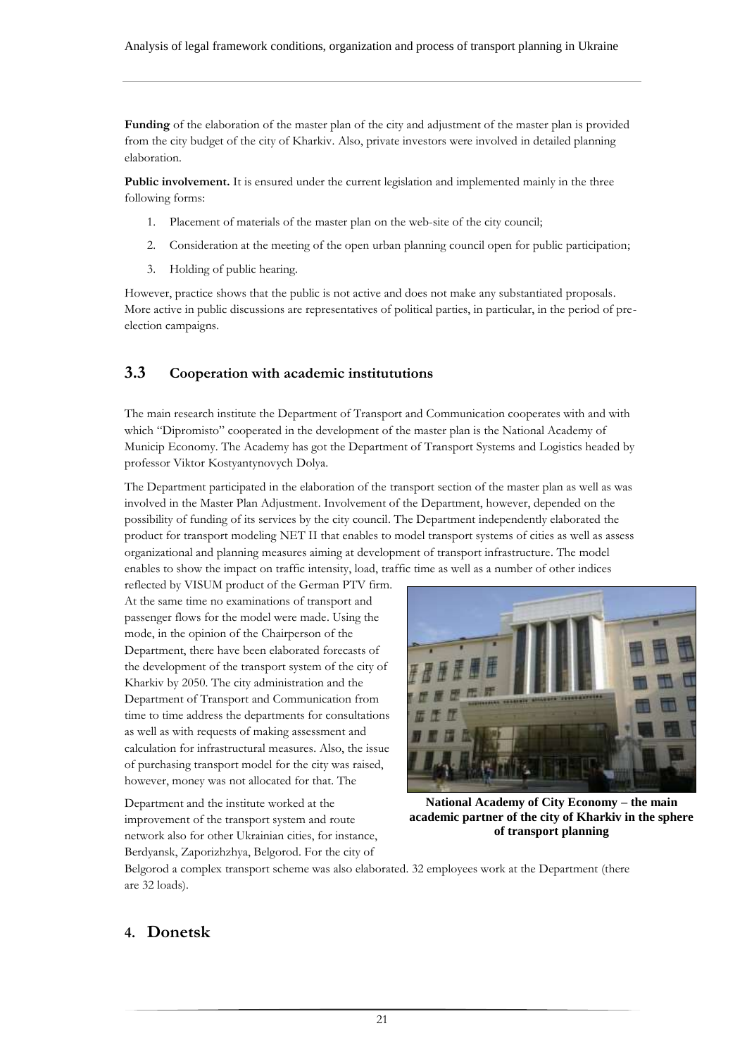**Funding** of the elaboration of the master plan of the city and adjustment of the master plan is provided from the city budget of the city of Kharkiv. Also, private investors were involved in detailed planning elaboration.

**Public involvement.** It is ensured under the current legislation and implemented mainly in the three following forms:

1. Placement of materials of the master plan on the web-site of the city council;
2. Consideration at the meeting of the open urban planning council open for public participation;
3. Holding of public hearing.

However, practice shows that the public is not active and does not make any substantiated proposals. More active in public discussions are representatives of political parties, in particular, in the period of pre-election campaigns.

## 3.3 Cooperation with academic institututions

The main research institute the Department of Transport and Communication cooperates with and with which "Dipromisto" cooperated in the development of the master plan is the National Academy of Municip Economy. The Academy has got the Department of Transport Systems and Logistics headed by professor Viktor Kostyantynovych Dolya.

The Department participated in the elaboration of the transport section of the master plan as well as was involved in the Master Plan Adjustment. Involvement of the Department, however, depended on the possibility of funding of its services by the city council. The Department independently elaborated the product for transport modeling NET II that enables to model transport systems of cities as well as assess organizational and planning measures aiming at development of transport infrastructure. The model enables to show the impact on traffic intensity, load, traffic time as well as a number of other indices reflected by VISUM product of the German PTV firm. At the same time no examinations of transport and passenger flows for the model were made. Using the mode, in the opinion of the Chairperson of the Department, there have been elaborated forecasts of the development of the transport system of the city of Kharkiv by 2050. The city administration and the Department of Transport and Communication from time to time address the departments for consultations as well as with requests of making assessment and calculation for infrastructural measures. Also, the issue of purchasing transport model for the city was raised, however, money was not allocated for that. The Department and the institute worked at the improvement of the transport system and route network also for other Ukrainian cities, for instance, Berdyansk, Zaporizhzhya, Belgorod. For the city of Belgorod a complex transport scheme was also elaborated. 32 employees work at the Department (there are 32 loads).

**National Academy of City Economy – the main academic partner of the city of Kharkiv in the sphere of transport planning**

# 4. Donetsk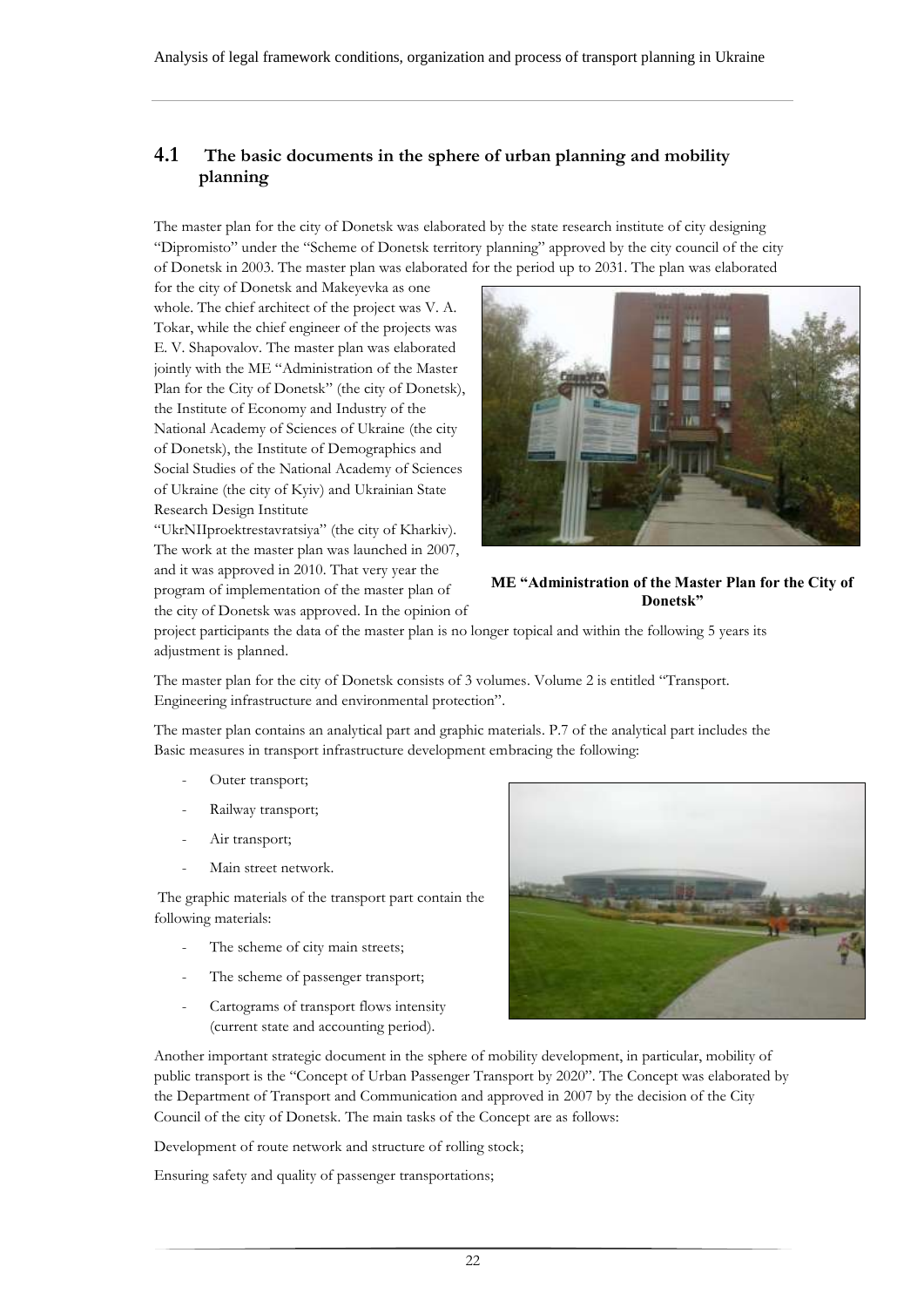## 4.1 The basic documents in the sphere of urban planning and mobility planning

The master plan for the city of Donetsk was elaborated by the state research institute of city designing "Dipromisto" under the "Scheme of Donetsk territory planning" approved by the city council of the city of Donetsk in 2003. The master plan was elaborated for the period up to 2031. The plan was elaborated for the city of Donetsk and Makeyevka as one whole. The chief architect of the project was V. A. Tokar, while the chief engineer of the projects was E. V. Shapovalov. The master plan was elaborated jointly with the ME "Administration of the Master Plan for the City of Donetsk" (the city of Donetsk), the Institute of Economy and Industry of the National Academy of Sciences of Ukraine (the city of Donetsk), the Institute of Demographics and Social Studies of the National Academy of Sciences of Ukraine (the city of Kyiv) and Ukrainian State Research Design Institute "UkrNIIproektrestavratsiya" (the city of Kharkiv). The work at the master plan was launched in 2007, and it was approved in 2010. That very year the program of implementation of the master plan of the city of Donetsk was approved. In the opinion of project participants the data of the master plan is no longer topical and within the following 5 years its adjustment is planned.

**ME "Administration of the Master Plan for the City of Donetsk"**

The master plan for the city of Donetsk consists of 3 volumes. Volume 2 is entitled "Transport. Engineering infrastructure and environmental protection".

The master plan contains an analytical part and graphic materials. P.7 of the analytical part includes the Basic measures in transport infrastructure development embracing the following:

- Outer transport;
- Railway transport;
- Air transport;
- Main street network.

The graphic materials of the transport part contain the following materials:

- The scheme of city main streets;
- The scheme of passenger transport;
- Cartograms of transport flows intensity (current state and accounting period).

Another important strategic document in the sphere of mobility development, in particular, mobility of public transport is the "Concept of Urban Passenger Transport by 2020". The Concept was elaborated by the Department of Transport and Communication and approved in 2007 by the decision of the City Council of the city of Donetsk. The main tasks of the Concept are as follows:

Development of route network and structure of rolling stock;

Ensuring safety and quality of passenger transportations;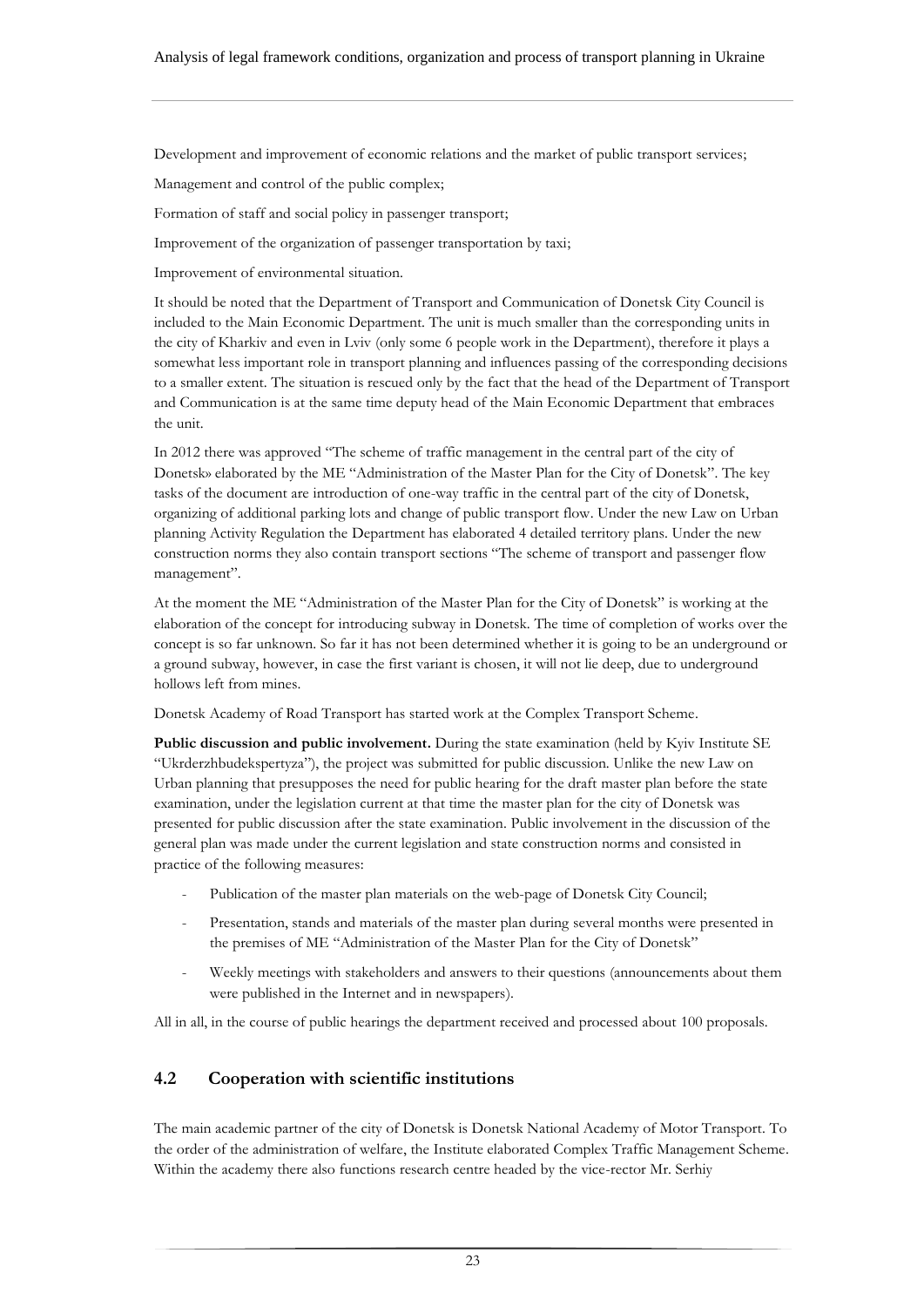Development and improvement of economic relations and the market of public transport services;

Management and control of the public complex;

Formation of staff and social policy in passenger transport;

Improvement of the organization of passenger transportation by taxi;

Improvement of environmental situation.

It should be noted that the Department of Transport and Communication of Donetsk City Council is included to the Main Economic Department. The unit is much smaller than the corresponding units in the city of Kharkiv and even in Lviv (only some 6 people work in the Department), therefore it plays a somewhat less important role in transport planning and influences passing of the corresponding decisions to a smaller extent. The situation is rescued only by the fact that the head of the Department of Transport and Communication is at the same time deputy head of the Main Economic Department that embraces the unit.

In 2012 there was approved "The scheme of traffic management in the central part of the city of Donetsk» elaborated by the ME "Administration of the Master Plan for the City of Donetsk". The key tasks of the document are introduction of one-way traffic in the central part of the city of Donetsk, organizing of additional parking lots and change of public transport flow. Under the new Law on Urban planning Activity Regulation the Department has elaborated 4 detailed territory plans. Under the new construction norms they also contain transport sections "The scheme of transport and passenger flow management".

At the moment the ME "Administration of the Master Plan for the City of Donetsk" is working at the elaboration of the concept for introducing subway in Donetsk. The time of completion of works over the concept is so far unknown. So far it has not been determined whether it is going to be an underground or a ground subway, however, in case the first variant is chosen, it will not lie deep, due to underground hollows left from mines.

Donetsk Academy of Road Transport has started work at the Complex Transport Scheme.

**Public discussion and public involvement.** During the state examination (held by Kyiv Institute SE "Ukrderzhbudekspertyza"), the project was submitted for public discussion. Unlike the new Law on Urban planning that presupposes the need for public hearing for the draft master plan before the state examination, under the legislation current at that time the master plan for the city of Donetsk was presented for public discussion after the state examination. Public involvement in the discussion of the general plan was made under the current legislation and state construction norms and consisted in practice of the following measures:

- Publication of the master plan materials on the web-page of Donetsk City Council;
- Presentation, stands and materials of the master plan during several months were presented in the premises of ME "Administration of the Master Plan for the City of Donetsk"
- Weekly meetings with stakeholders and answers to their questions (announcements about them were published in the Internet and in newspapers).

All in all, in the course of public hearings the department received and processed about 100 proposals.

## 4.2 Cooperation with scientific institutions

The main academic partner of the city of Donetsk is Donetsk National Academy of Motor Transport. To the order of the administration of welfare, the Institute elaborated Complex Traffic Management Scheme. Within the academy there also functions research centre headed by the vice-rector Mr. Serhiy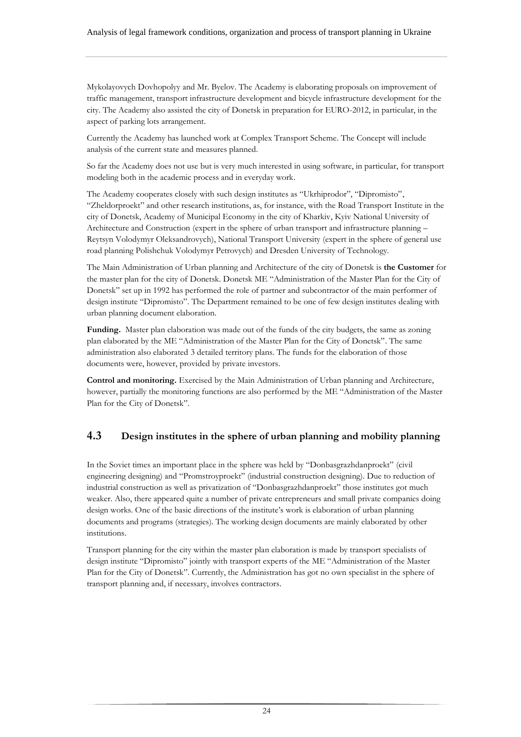Mykolayovych Dovhopolyy and Mr. Byelov. The Academy is elaborating proposals on improvement of traffic management, transport infrastructure development and bicycle infrastructure development for the city. The Academy also assisted the city of Donetsk in preparation for EURO-2012, in particular, in the aspect of parking lots arrangement.

Currently the Academy has launched work at Complex Transport Scheme. The Concept will include analysis of the current state and measures planned.

So far the Academy does not use but is very much interested in using software, in particular, for transport modeling both in the academic process and in everyday work.

The Academy cooperates closely with such design institutes as "Ukrhiprodor", "Dipromisto", "Zheldorproekt" and other research institutions, as, for instance, with the Road Transport Institute in the city of Donetsk, Academy of Municipal Economy in the city of Kharkiv, Kyiv National University of Architecture and Construction (expert in the sphere of urban transport and infrastructure planning – Reytsyn Volodymyr Oleksandrovych), National Transport University (expert in the sphere of general use road planning Polishchuk Volodymyr Petrovych) and Dresden University of Technology.

The Main Administration of Urban planning and Architecture of the city of Donetsk is **the Customer** for the master plan for the city of Donetsk. Donetsk ME "Administration of the Master Plan for the City of Donetsk" set up in 1992 has performed the role of partner and subcontractor of the main performer of design institute "Dipromisto". The Department remained to be one of few design institutes dealing with urban planning document elaboration.

**Funding.** Master plan elaboration was made out of the funds of the city budgets, the same as zoning plan elaborated by the ME "Administration of the Master Plan for the City of Donetsk". The same administration also elaborated 3 detailed territory plans. The funds for the elaboration of those documents were, however, provided by private investors.

**Control and monitoring.** Exercised by the Main Administration of Urban planning and Architecture, however, partially the monitoring functions are also performed by the ME "Administration of the Master Plan for the City of Donetsk".

## 4.3 Design institutes in the sphere of urban planning and mobility planning

In the Soviet times an important place in the sphere was held by "Donbasgrazhdanproekt" (civil engineering designing) and "Promstroyproekt" (industrial construction designing). Due to reduction of industrial construction as well as privatization of "Donbasgrazhdanproekt" those institutes got much weaker. Also, there appeared quite a number of private entrepreneurs and small private companies doing design works. One of the basic directions of the institute's work is elaboration of urban planning documents and programs (strategies). The working design documents are mainly elaborated by other institutions.

Transport planning for the city within the master plan elaboration is made by transport specialists of design institute "Dipromisto" jointly with transport experts of the ME "Administration of the Master Plan for the City of Donetsk". Currently, the Administration has got no own specialist in the sphere of transport planning and, if necessary, involves contractors.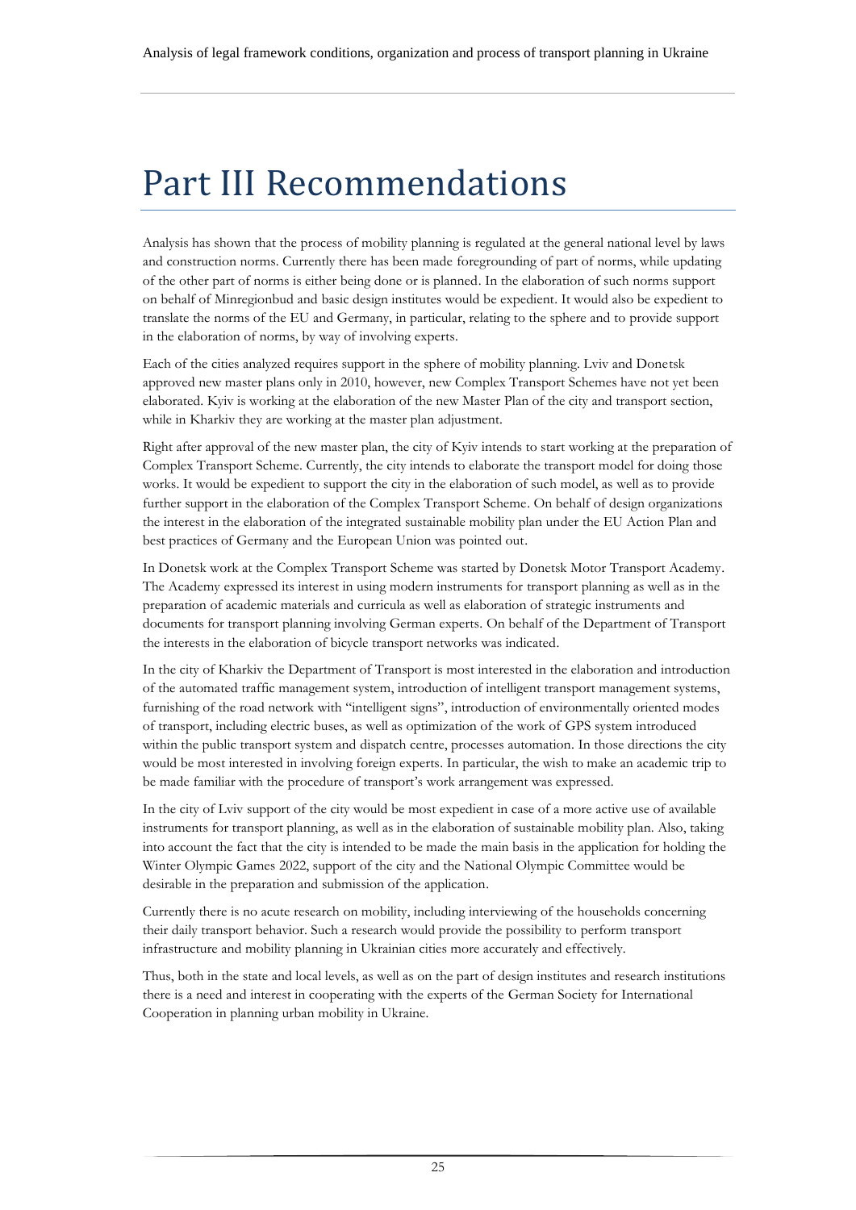# Part III Recommendations

Analysis has shown that the process of mobility planning is regulated at the general national level by laws and construction norms. Currently there has been made foregrounding of part of norms, while updating of the other part of norms is either being done or is planned. In the elaboration of such norms support on behalf of Minregionbud and basic design institutes would be expedient. It would also be expedient to translate the norms of the EU and Germany, in particular, relating to the sphere and to provide support in the elaboration of norms, by way of involving experts.

Each of the cities analyzed requires support in the sphere of mobility planning. Lviv and Donetsk approved new master plans only in 2010, however, new Complex Transport Schemes have not yet been elaborated. Kyiv is working at the elaboration of the new Master Plan of the city and transport section, while in Kharkiv they are working at the master plan adjustment.

Right after approval of the new master plan, the city of Kyiv intends to start working at the preparation of Complex Transport Scheme. Currently, the city intends to elaborate the transport model for doing those works. It would be expedient to support the city in the elaboration of such model, as well as to provide further support in the elaboration of the Complex Transport Scheme. On behalf of design organizations the interest in the elaboration of the integrated sustainable mobility plan under the EU Action Plan and best practices of Germany and the European Union was pointed out.

In Donetsk work at the Complex Transport Scheme was started by Donetsk Motor Transport Academy. The Academy expressed its interest in using modern instruments for transport planning as well as in the preparation of academic materials and curricula as well as elaboration of strategic instruments and documents for transport planning involving German experts. On behalf of the Department of Transport the interests in the elaboration of bicycle transport networks was indicated.

In the city of Kharkiv the Department of Transport is most interested in the elaboration and introduction of the automated traffic management system, introduction of intelligent transport management systems, furnishing of the road network with "intelligent signs", introduction of environmentally oriented modes of transport, including electric buses, as well as optimization of the work of GPS system introduced within the public transport system and dispatch centre, processes automation. In those directions the city would be most interested in involving foreign experts. In particular, the wish to make an academic trip to be made familiar with the procedure of transport's work arrangement was expressed.

In the city of Lviv support of the city would be most expedient in case of a more active use of available instruments for transport planning, as well as in the elaboration of sustainable mobility plan. Also, taking into account the fact that the city is intended to be made the main basis in the application for holding the Winter Olympic Games 2022, support of the city and the National Olympic Committee would be desirable in the preparation and submission of the application.

Currently there is no acute research on mobility, including interviewing of the households concerning their daily transport behavior. Such a research would provide the possibility to perform transport infrastructure and mobility planning in Ukrainian cities more accurately and effectively.

Thus, both in the state and local levels, as well as on the part of design institutes and research institutions there is a need and interest in cooperating with the experts of the German Society for International Cooperation in planning urban mobility in Ukraine.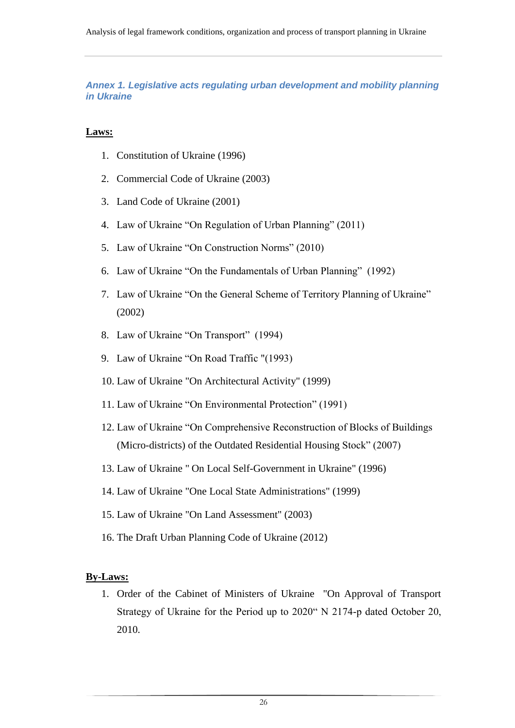### *Annex 1. Legislative acts regulating urban development and mobility planning in Ukraine*

**Laws:**

1. Constitution of Ukraine (1996)
2. Commercial Code of Ukraine (2003)
3. Land Code of Ukraine (2001)
4. Law of Ukraine "On Regulation of Urban Planning" (2011)
5. Law of Ukraine "On Construction Norms" (2010)
6. Law of Ukraine "On the Fundamentals of Urban Planning" (1992)
7. Law of Ukraine "On the General Scheme of Territory Planning of Ukraine" (2002)
8. Law of Ukraine "On Transport" (1994)
9. Law of Ukraine "On Road Traffic "(1993)
10. Law of Ukraine "On Architectural Activity" (1999)
11. Law of Ukraine "On Environmental Protection" (1991)
12. Law of Ukraine "On Comprehensive Reconstruction of Blocks of Buildings (Micro-districts) of the Outdated Residential Housing Stock" (2007)
13. Law of Ukraine " On Local Self-Government in Ukraine" (1996)
14. Law of Ukraine "One Local State Administrations" (1999)
15. Law of Ukraine "On Land Assessment" (2003)
16. The Draft Urban Planning Code of Ukraine (2012)

**By-Laws:**

1. Order of the Cabinet of Ministers of Ukraine "On Approval of Transport Strategy of Ukraine for the Period up to 2020" N 2174-p dated October 20, 2010.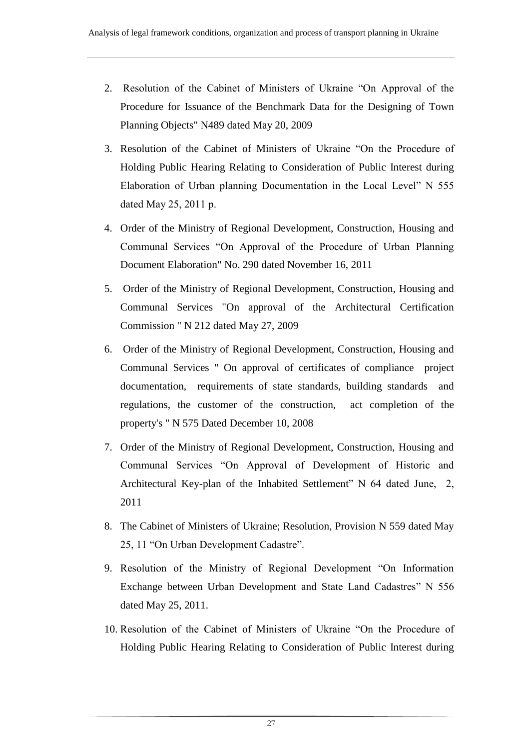2. Resolution of the Cabinet of Ministers of Ukraine "On Approval of the Procedure for Issuance of the Benchmark Data for the Designing of Town Planning Objects" N489 dated May 20, 2009

3. Resolution of the Cabinet of Ministers of Ukraine "On the Procedure of Holding Public Hearing Relating to Consideration of Public Interest during Elaboration of Urban planning Documentation in the Local Level" N 555 dated May 25, 2011 p.

4. Order of the Ministry of Regional Development, Construction, Housing and Communal Services "On Approval of the Procedure of Urban Planning Document Elaboration" No. 290 dated November 16, 2011

5. Order of the Ministry of Regional Development, Construction, Housing and Communal Services "On approval of the Architectural Certification Commission " N 212 dated May 27, 2009

6. Order of the Ministry of Regional Development, Construction, Housing and Communal Services " On approval of certificates of compliance project documentation, requirements of state standards, building standards and regulations, the customer of the construction, act completion of the property's " N 575 Dated December 10, 2008

7. Order of the Ministry of Regional Development, Construction, Housing and Communal Services "On Approval of Development of Historic and Architectural Key-plan of the Inhabited Settlement" N 64 dated June, 2, 2011

8. The Cabinet of Ministers of Ukraine; Resolution, Provision N 559 dated May 25, 11 "On Urban Development Cadastre".

9. Resolution of the Ministry of Regional Development "On Information Exchange between Urban Development and State Land Cadastres" N 556 dated May 25, 2011.

10. Resolution of the Cabinet of Ministers of Ukraine "On the Procedure of Holding Public Hearing Relating to Consideration of Public Interest during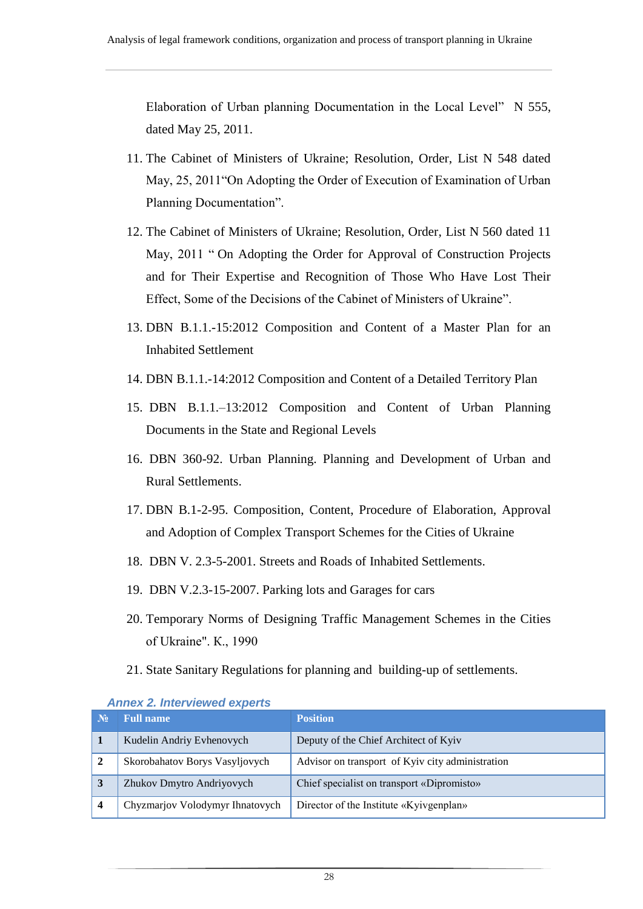Elaboration of Urban planning Documentation in the Local Level" N 555, dated May 25, 2011.

11. The Cabinet of Ministers of Ukraine; Resolution, Order, List N 548 dated May, 25, 2011"On Adopting the Order of Execution of Examination of Urban Planning Documentation".

12. The Cabinet of Ministers of Ukraine; Resolution, Order, List N 560 dated 11 May, 2011 " On Adopting the Order for Approval of Construction Projects and for Their Expertise and Recognition of Those Who Have Lost Their Effect, Some of the Decisions of the Cabinet of Ministers of Ukraine".

13. DBN B.1.1.-15:2012 Composition and Content of a Master Plan for an Inhabited Settlement

14. DBN B.1.1.-14:2012 Composition and Content of a Detailed Territory Plan

15. DBN B.1.1.–13:2012 Composition and Content of Urban Planning Documents in the State and Regional Levels

16. DBN 360-92. Urban Planning. Planning and Development of Urban and Rural Settlements.

17. DBN B.1-2-95. Composition, Content, Procedure of Elaboration, Approval and Adoption of Complex Transport Schemes for the Cities of Ukraine

18. DBN V. 2.3-5-2001. Streets and Roads of Inhabited Settlements.

19. DBN V.2.3-15-2007. Parking lots and Garages for cars

20. Temporary Norms of Designing Traffic Management Schemes in the Cities of Ukraine". K., 1990

21. State Sanitary Regulations for planning and building-up of settlements.

### *Annex 2. Interviewed experts*

| № | Full name | Position |
|---|---|---|
| 1 | Kudelin Andriy Evhenovych | Deputy of the Chief Architect of Kyiv |
| 2 | Skorobahatov Borys Vasyljovych | Advisor on transport of Kyiv city administration |
| 3 | Zhukov Dmytro Andriyovych | Chief specialist on transport «Dipromisto» |
| 4 | Chyzmarjov Volodymyr Ihnatovych | Director of the Institute «Kyivgenplan» |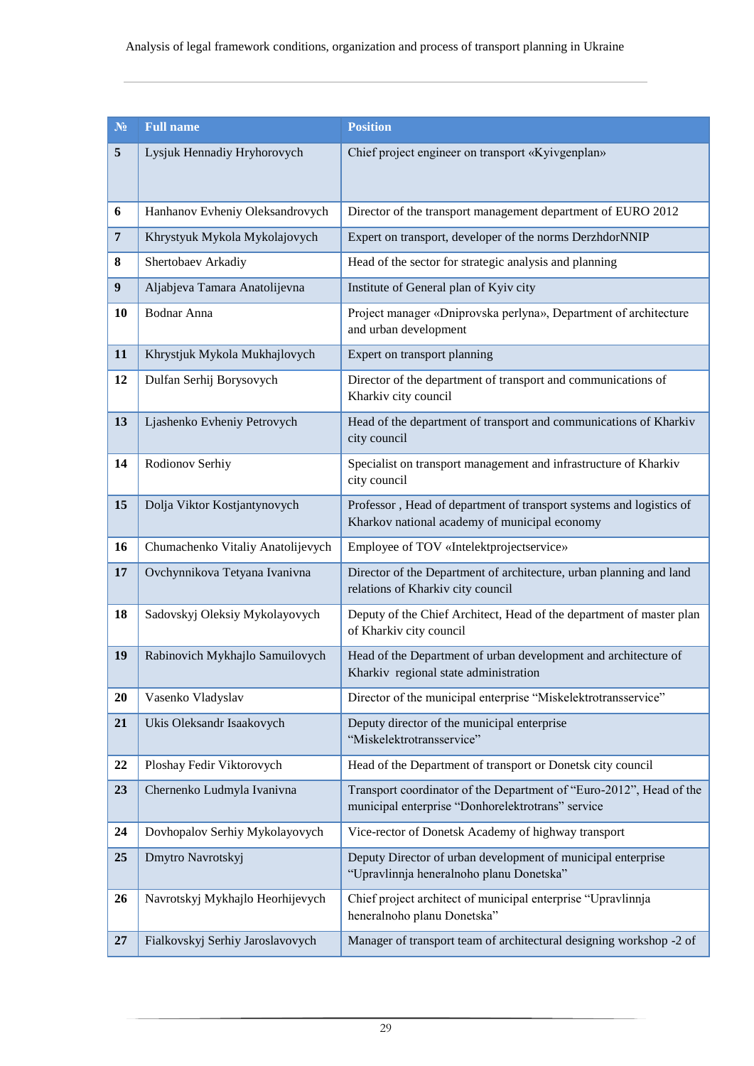| № | Full name | Position |
|---|---|---|
| 5 | Lysjuk Hennadiy Hryhorovych | Chief project engineer on transport «Kyivgenplan» |
| 6 | Hanhanov Evheniy Oleksandrovych | Director of the transport management department of EURO 2012 |
| 7 | Khrystyuk Mykola Mykolajovych | Expert on transport, developer of the norms DerzhdorNNIP |
| 8 | Shertobaev Arkadiy | Head of the sector for strategic analysis and planning |
| 9 | Aljabjeva Tamara Anatolijevna | Institute of General plan of Kyiv city |
| 10 | Bodnar Anna | Project manager «Dniprovska perlyna», Department of architecture and urban development |
| 11 | Khrystjuk Mykola Mukhajlovych | Expert on transport planning |
| 12 | Dulfan Serhij Borysovych | Director of the department of transport and communications of Kharkiv city council |
| 13 | Ljashenko Evheniy Petrovych | Head of the department of transport and communications of Kharkiv city council |
| 14 | Rodionov Serhiy | Specialist on transport management and infrastructure of Kharkiv city council |
| 15 | Dolja Viktor Kostjantynovych | Professor , Head of department of transport systems and logistics of Kharkov national academy of municipal economy |
| 16 | Chumachenko Vitaliy Anatolijevych | Employee of TOV «Intelektprojectservice» |
| 17 | Ovchynnikova Tetyana Ivanivna | Director of the Department of architecture, urban planning and land relations of Kharkiv city council |
| 18 | Sadovskyj Oleksiy Mykolayovych | Deputy of the Chief Architect, Head of the department of master plan of Kharkiv city council |
| 19 | Rabinovich Mykhajlo Samuilovych | Head of the Department of urban development and architecture of Kharkiv regional state administration |
| 20 | Vasenko Vladyslav | Director of the municipal enterprise "Miskelektrotransservice" |
| 21 | Ukis Oleksandr Isaakovych | Deputy director of the municipal enterprise "Miskelektrotransservice" |
| 22 | Ploshay Fedir Viktorovych | Head of the Department of transport or Donetsk city council |
| 23 | Chernenko Ludmyla Ivanivna | Transport coordinator of the Department of "Euro-2012", Head of the municipal enterprise "Donhorelektrotrans" service |
| 24 | Dovhopalov Serhiy Mykolayovych | Vice-rector of Donetsk Academy of highway transport |
| 25 | Dmytro Navrotskyj | Deputy Director of urban development of municipal enterprise "Upravlinnja heneralnoho planu Donetska" |
| 26 | Navrotskyj Mykhajlo Heorhijevych | Chief project architect of municipal enterprise "Upravlinnja heneralnoho planu Donetska" |
| 27 | Fialkovskyj Serhiy Jaroslavovych | Manager of transport team of architectural designing workshop -2 of |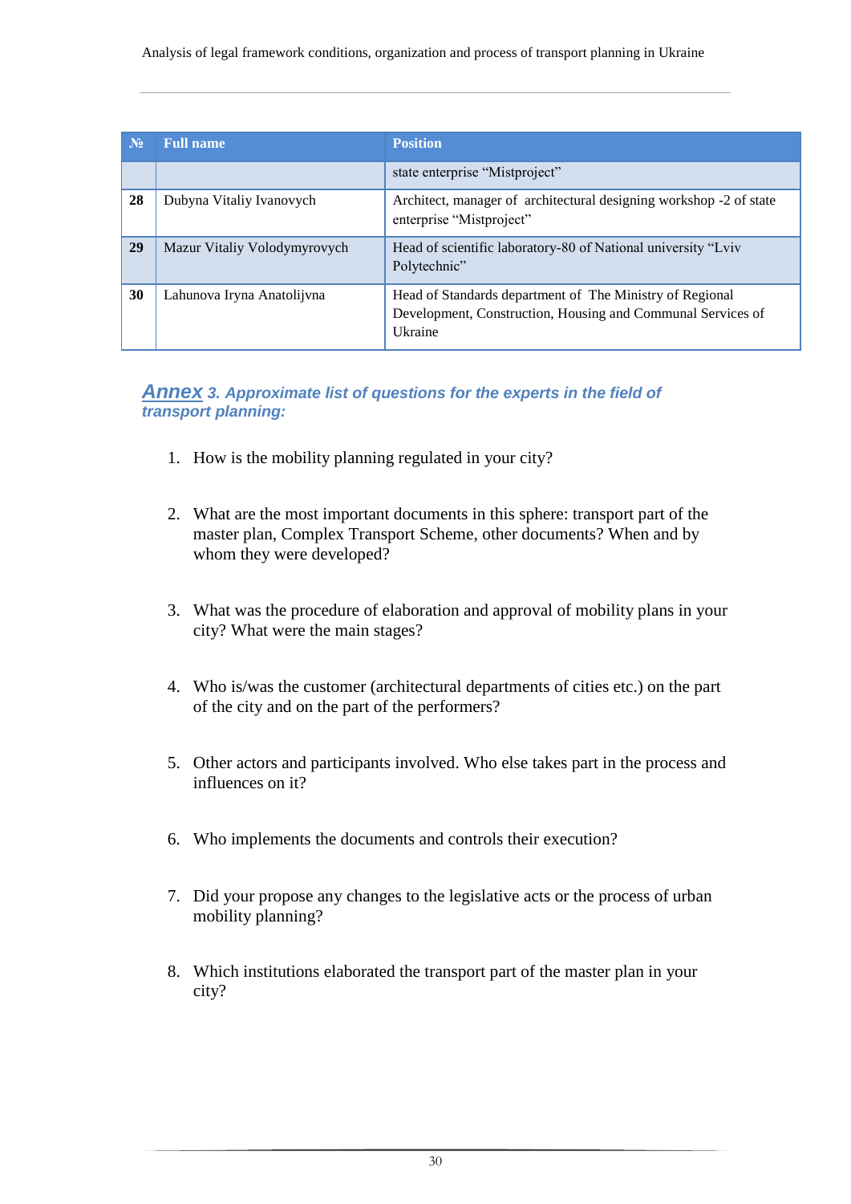| № | Full name | Position |
|---|---|---|
| | | state enterprise “Mistproject” |
| **28** | Dubyna Vitaliy Ivanovych | Architect, manager of architectural designing workshop -2 of state enterprise “Mistproject” |
| **29** | Mazur Vitaliy Volodymyrovych | Head of scientific laboratory-80 of National university “Lviv Polytechnic” |
| **30** | Lahunova Iryna Anatolijvna | Head of Standards department of The Ministry of Regional Development, Construction, Housing and Communal Services of Ukraine |

## *Annex 3. Approximate list of questions for the experts in the field of transport planning:*

1. How is the mobility planning regulated in your city?

2. What are the most important documents in this sphere: transport part of the master plan, Complex Transport Scheme, other documents? When and by whom they were developed?

3. What was the procedure of elaboration and approval of mobility plans in your city? What were the main stages?

4. Who is/was the customer (architectural departments of cities etc.) on the part of the city and on the part of the performers?

5. Other actors and participants involved. Who else takes part in the process and influences on it?

6. Who implements the documents and controls their execution?

7. Did your propose any changes to the legislative acts or the process of urban mobility planning?

8. Which institutions elaborated the transport part of the master plan in your city?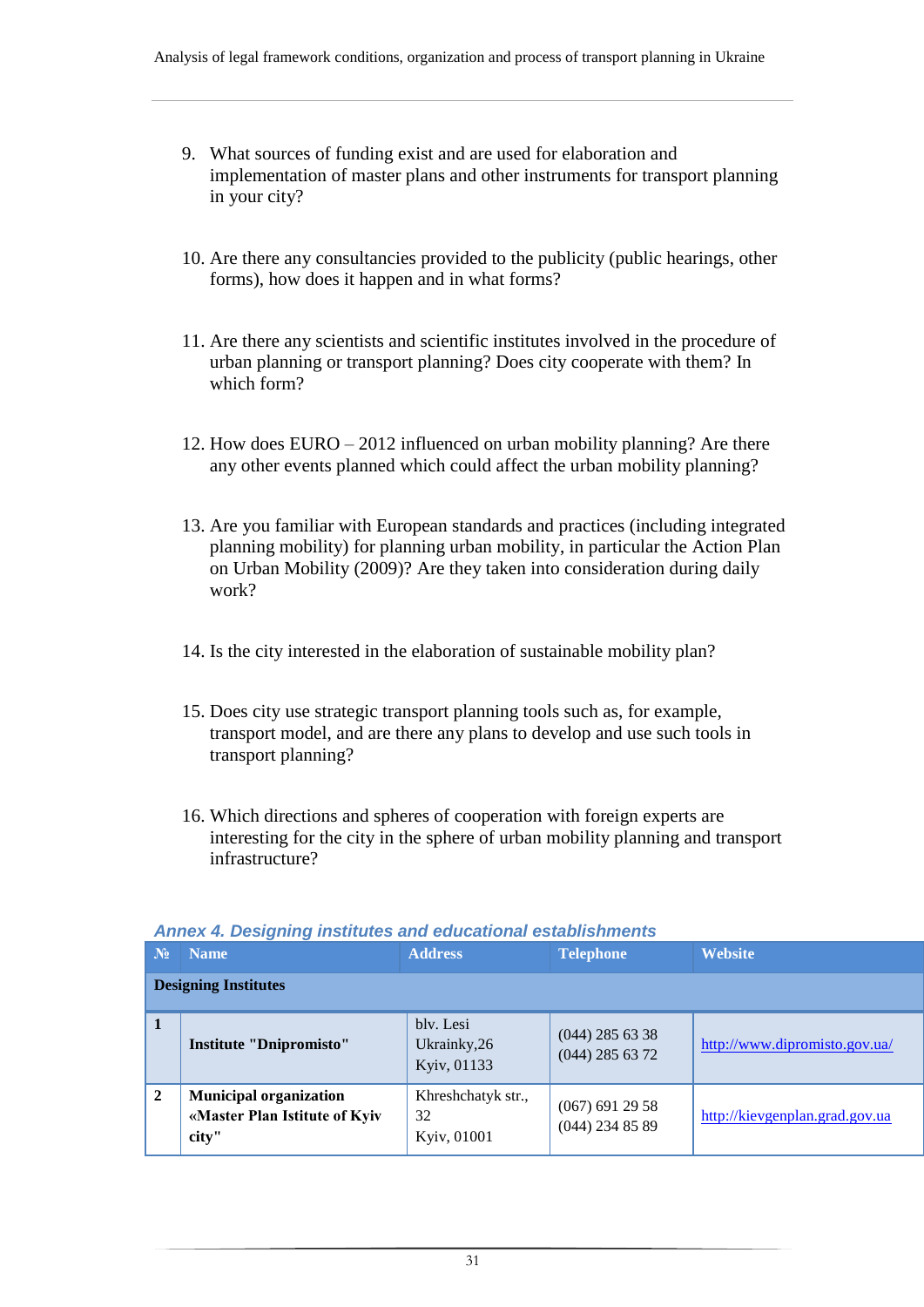9. What sources of funding exist and are used for elaboration and implementation of master plans and other instruments for transport planning in your city?

10. Are there any consultancies provided to the publicity (public hearings, other forms), how does it happen and in what forms?

11. Are there any scientists and scientific institutes involved in the procedure of urban planning or transport planning? Does city cooperate with them? In which form?

12. How does EURO – 2012 influenced on urban mobility planning? Are there any other events planned which could affect the urban mobility planning?

13. Are you familiar with European standards and practices (including integrated planning mobility) for planning urban mobility, in particular the Action Plan on Urban Mobility (2009)? Are they taken into consideration during daily work?

14. Is the city interested in the elaboration of sustainable mobility plan?

15. Does city use strategic transport planning tools such as, for example, transport model, and are there any plans to develop and use such tools in transport planning?

16. Which directions and spheres of cooperation with foreign experts are interesting for the city in the sphere of urban mobility planning and transport infrastructure?

### Annex 4. Designing institutes and educational establishments

| № | Name | Address | Telephone | Website |
|---|---|---|---|---|
| **Designing Institutes** | | | | |
| **1** | **Institute "Dnipromisto"** | blv. Lesi Ukrainky,26 Kyiv, 01133 | (044) 285 63 38 (044) 285 63 72 | http://www.dipromisto.gov.ua/ |
| **2** | **Municipal organization «Master Plan Istitute of Kyiv city"** | Khreshchatyk str., 32 Kyiv, 01001 | (067) 691 29 58 (044) 234 85 89 | http://kievgenplan.grad.gov.ua |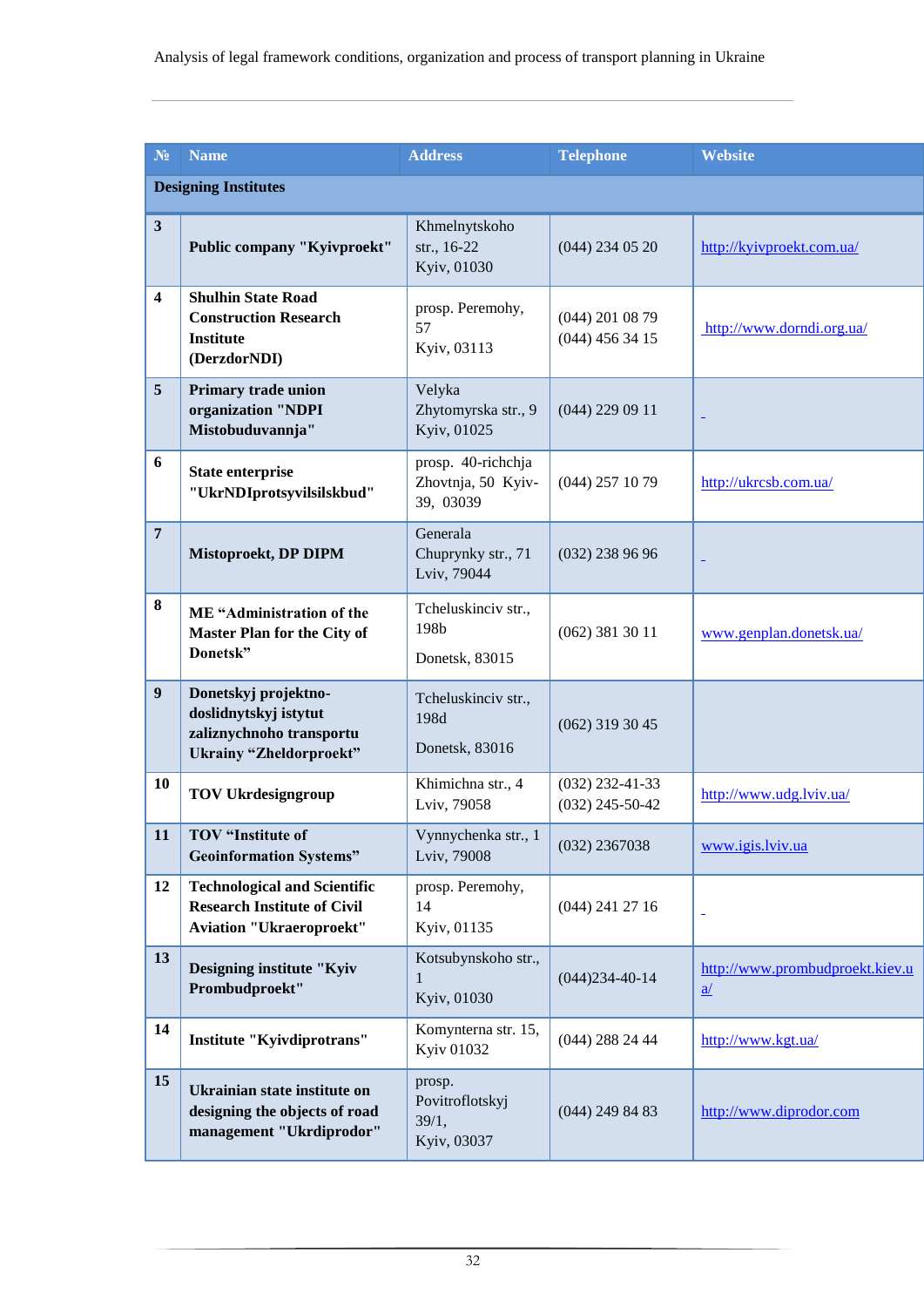| № | Name | Address | Telephone | Website |
|---|---|---|---|---|
| **Designing Institutes** | | | | |
| 3 | **Public company "Kyivproekt"** | Khmelnytskoho str., 16-22 Kyiv, 01030 | (044) 234 05 20 | http://kyivproekt.com.ua/ |
| 4 | **Shulhin State Road Construction Research Institute (DerzdorNDI)** | prosp. Peremohy, 57 Kyiv, 03113 | (044) 201 08 79 (044) 456 34 15 | http://www.dorndi.org.ua/ |
| 5 | **Primary trade union organization "NDPI Mistobuduvannja"** | Velyka Zhytomyrska str., 9 Kyiv, 01025 | (044) 229 09 11 | - |
| 6 | **State enterprise "UkrNDIprotsyvilsilskbud"** | prosp. 40-richchja Zhovtnja, 50 Kyiv-39, 03039 | (044) 257 10 79 | http://ukrcsb.com.ua/ |
| 7 | **Mistoproekt, DP DIPM** | Generala Chuprynky str., 71 Lviv, 79044 | (032) 238 96 96 | - |
| 8 | **ME "Administration of the Master Plan for the City of Donetsk"** | Tcheluskinciv str., 198b Donetsk, 83015 | (062) 381 30 11 | www.genplan.donetsk.ua/ |
| 9 | **Donetskyj projektno-doslidnytskyj istytut zaliznychnoho transportu Ukrainy "Zheldorproekt"** | Tcheluskinciv str., 198d Donetsk, 83016 | (062) 319 30 45 | |
| 10 | **TOV Ukrdesigngroup** | Khimichna str., 4 Lviv, 79058 | (032) 232-41-33 (032) 245-50-42 | http://www.udg.lviv.ua/ |
| 11 | **TOV "Institute of Geoinformation Systems"** | Vynnychenka str., 1 Lviv, 79008 | (032) 2367038 | www.igis.lviv.ua |
| 12 | **Technological and Scientific Research Institute of Civil Aviation "Ukraeroproekt"** | prosp. Peremohy, 14 Kyiv, 01135 | (044) 241 27 16 | - |
| 13 | **Designing institute "Kyiv Prombudproekt"** | Kotsubynskoho str., 1 Kyiv, 01030 | (044)234-40-14 | http://www.prombudproekt.kiev.ua/ |
| 14 | **Institute "Kyivdiprotrans"** | Komynterna str. 15, Kyiv 01032 | (044) 288 24 44 | http://www.kgt.ua/ |
| 15 | **Ukrainian state institute on designing the objects of road management "Ukrdiprodor"** | prosp. Povitroflotskyj 39/1, Kyiv, 03037 | (044) 249 84 83 | http://www.diprodor.com |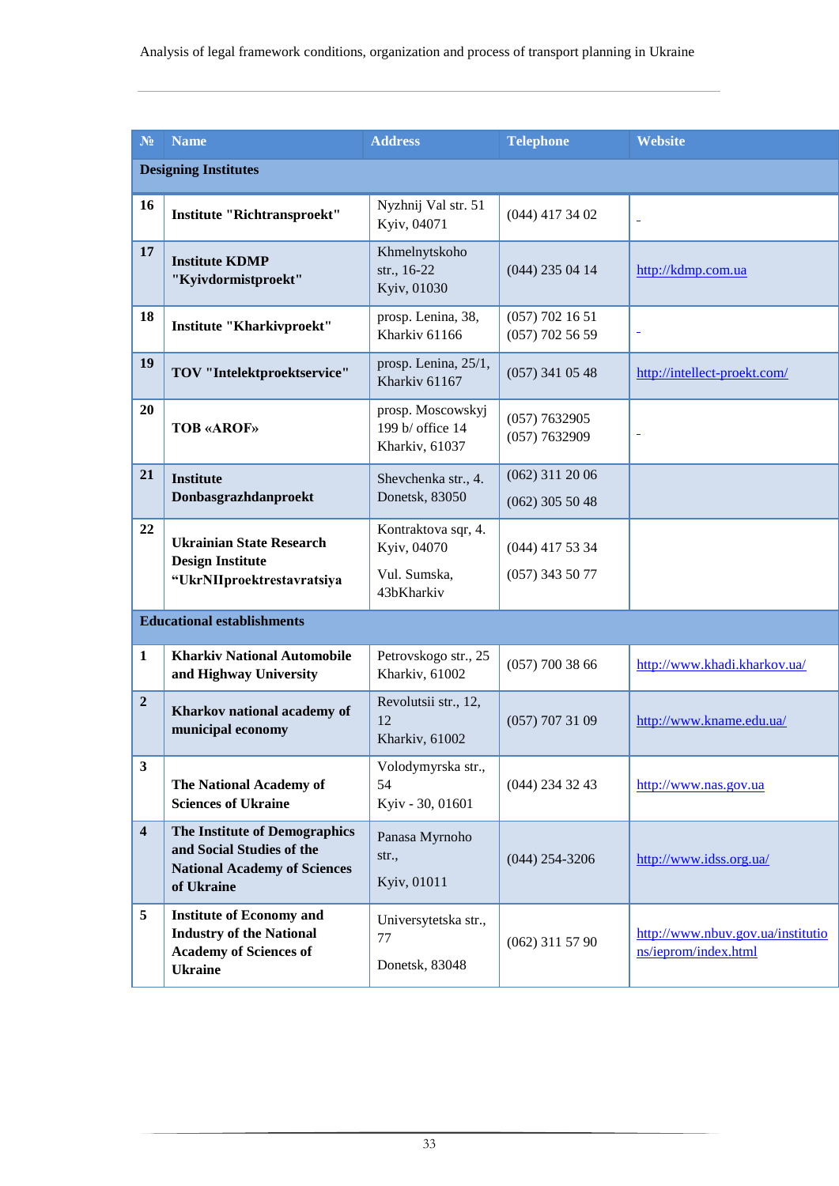| № | Name | Address | Telephone | Website |
|---|---|---|---|---|
| **Designing Institutes** | | | | |
| 16 | **Institute "Richtransproekt"** | Nyzhnij Val str. 51 Kyiv, 04071 | (044) 417 34 02 | - |
| 17 | **Institute KDMP "Kyivdormistproekt"** | Khmelnytskoho str., 16-22 Kyiv, 01030 | (044) 235 04 14 | http://kdmp.com.ua |
| 18 | **Institute "Kharkivproekt"** | prosp. Lenina, 38, Kharkiv 61166 | (057) 702 16 51 (057) 702 56 59 | - |
| 19 | **TOV "Intelektproektservice"** | prosp. Lenina, 25/1, Kharkiv 61167 | (057) 341 05 48 | http://intellect-proekt.com/ |
| 20 | **TOB «AROF»** | prosp. Moscowskyj 199 b/ office 14 Kharkiv, 61037 | (057) 7632905 (057) 7632909 | - |
| 21 | **Institute Donbasgrazhdanproekt** | Shevchenka str., 4. Donetsk, 83050 | (062) 311 20 06 (062) 305 50 48 | |
| 22 | **Ukrainian State Research Design Institute “UkrNIIproektrestavratsiya** | Kontraktova sqr, 4. Kyiv, 04070 Vul. Sumska, 43bKharkiv | (044) 417 53 34 (057) 343 50 77 | |
| **Educational establishments** | | | | |
| 1 | **Kharkiv National Automobile and Highway University** | Petrovskogo str., 25 Kharkiv, 61002 | (057) 700 38 66 | http://www.khadi.kharkov.ua/ |
| 2 | **Kharkov national academy of municipal economy** | Revolutsii str., 12, 12 Kharkiv, 61002 | (057) 707 31 09 | http://www.kname.edu.ua/ |
| 3 | **The National Academy of Sciences of Ukraine** | Volodymyrska str., 54 Kyiv - 30, 01601 | (044) 234 32 43 | http://www.nas.gov.ua |
| 4 | **The Institute of Demographics and Social Studies of the National Academy of Sciences of Ukraine** | Panasa Myrnoho str., Kyiv, 01011 | (044) 254-3206 | http://www.idss.org.ua/ |
| 5 | **Institute of Economy and Industry of the National Academy of Sciences of Ukraine** | Universytetska str., 77 Donetsk, 83048 | (062) 311 57 90 | http://www.nbuv.gov.ua/institutions/ieprom/index.html |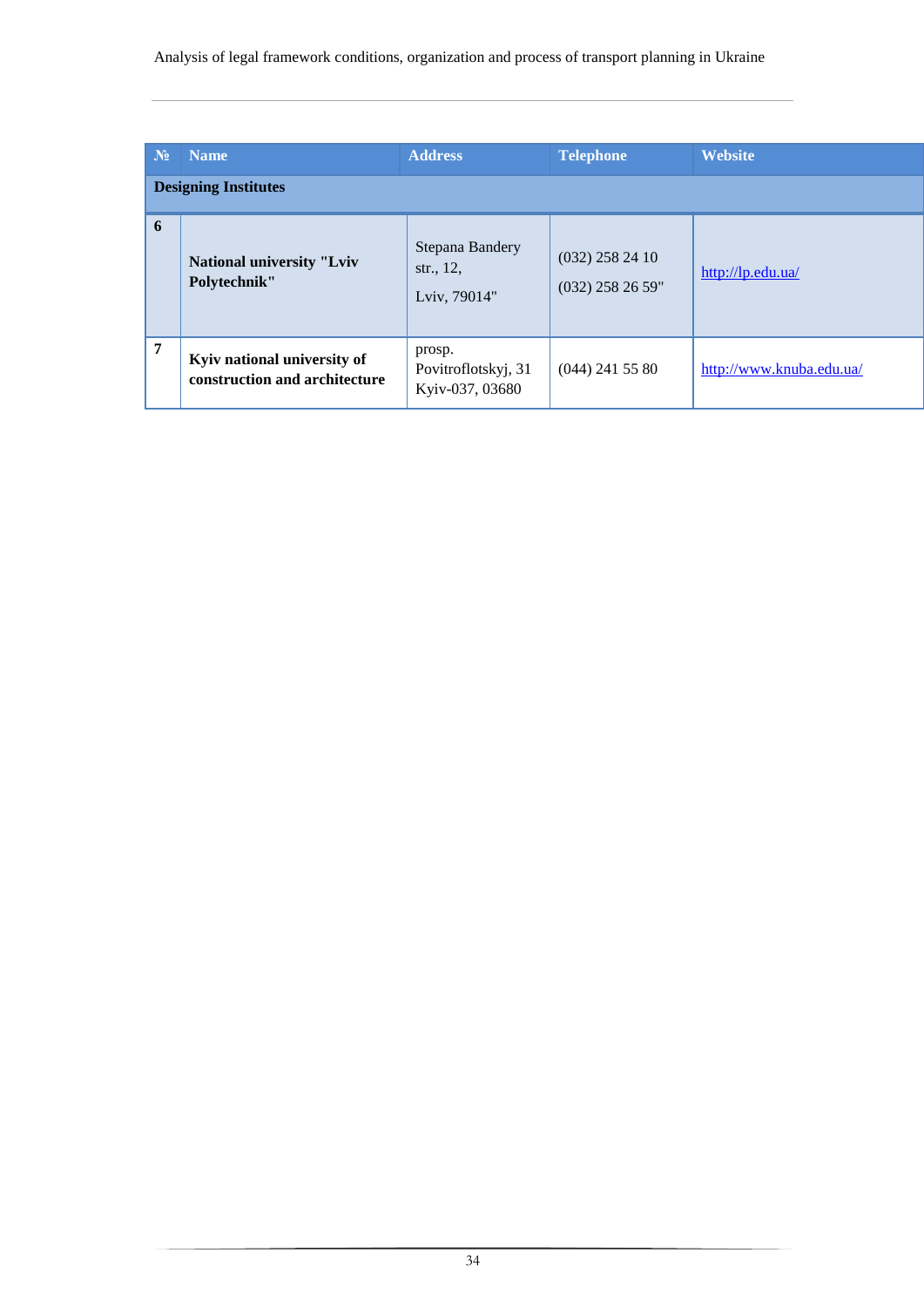| № | Name | Address | Telephone | Website |
|---|---|---|---|---|
| **Designing Institutes** | | | | |
| **6** | **National university "Lviv Polytechnik"** | Stepana Bandery str., 12, Lviv, 79014" | (032) 258 24 10 (032) 258 26 59" | http://lp.edu.ua/ |
| **7** | **Kyiv national university of construction and architecture** | prosp. Povitroflotskyj, 31 Kyiv-037, 03680 | (044) 241 55 80 | http://www.knuba.edu.ua/ |